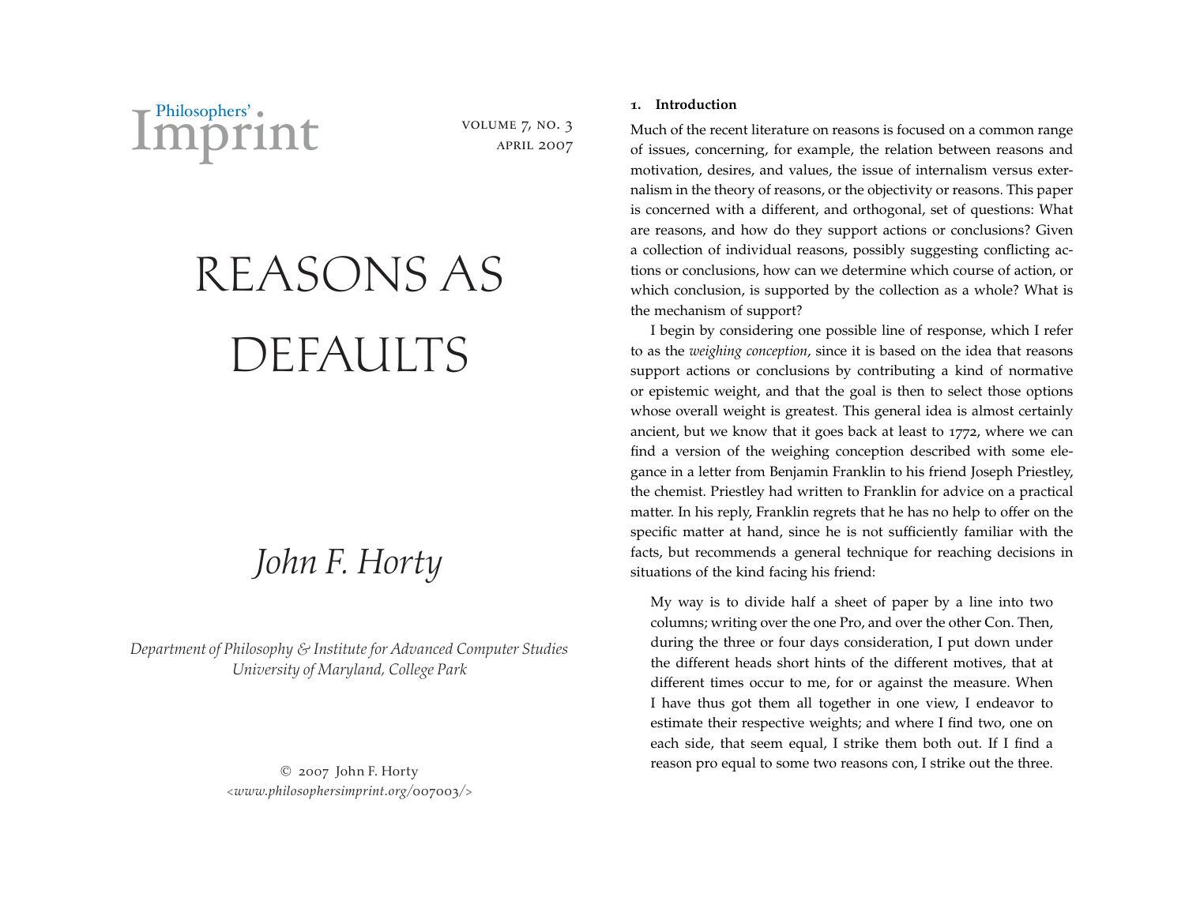Philosophers' Imprint

volume 7, no. 3
april 2007

# REASONS AS DEFAULTS

*John F. Horty*

*Department of Philosophy & Institute for Advanced Computer Studies*
*University of Maryland, College Park*

© 2007 John F. Horty
*<www.philosophersimprint.org/007003/>*

## 1. Introduction

Much of the recent literature on reasons is focused on a common range of issues, concerning, for example, the relation between reasons and motivation, desires, and values, the issue of internalism versus externalism in the theory of reasons, or the objectivity or reasons. This paper is concerned with a different, and orthogonal, set of questions: What are reasons, and how do they support actions or conclusions? Given a collection of individual reasons, possibly suggesting conflicting actions or conclusions, how can we determine which course of action, or which conclusion, is supported by the collection as a whole? What is the mechanism of support?

I begin by considering one possible line of response, which I refer to as the *weighing conception*, since it is based on the idea that reasons support actions or conclusions by contributing a kind of normative or epistemic weight, and that the goal is then to select those options whose overall weight is greatest. This general idea is almost certainly ancient, but we know that it goes back at least to 1772, where we can find a version of the weighing conception described with some elegance in a letter from Benjamin Franklin to his friend Joseph Priestley, the chemist. Priestley had written to Franklin for advice on a practical matter. In his reply, Franklin regrets that he has no help to offer on the specific matter at hand, since he is not sufficiently familiar with the facts, but recommends a general technique for reaching decisions in situations of the kind facing his friend:

> My way is to divide half a sheet of paper by a line into two columns; writing over the one Pro, and over the other Con. Then, during the three or four days consideration, I put down under the different heads short hints of the different motives, that at different times occur to me, for or against the measure. When I have thus got them all together in one view, I endeavor to estimate their respective weights; and where I find two, one on each side, that seem equal, I strike them both out. If I find a reason pro equal to some two reasons con, I strike out the three.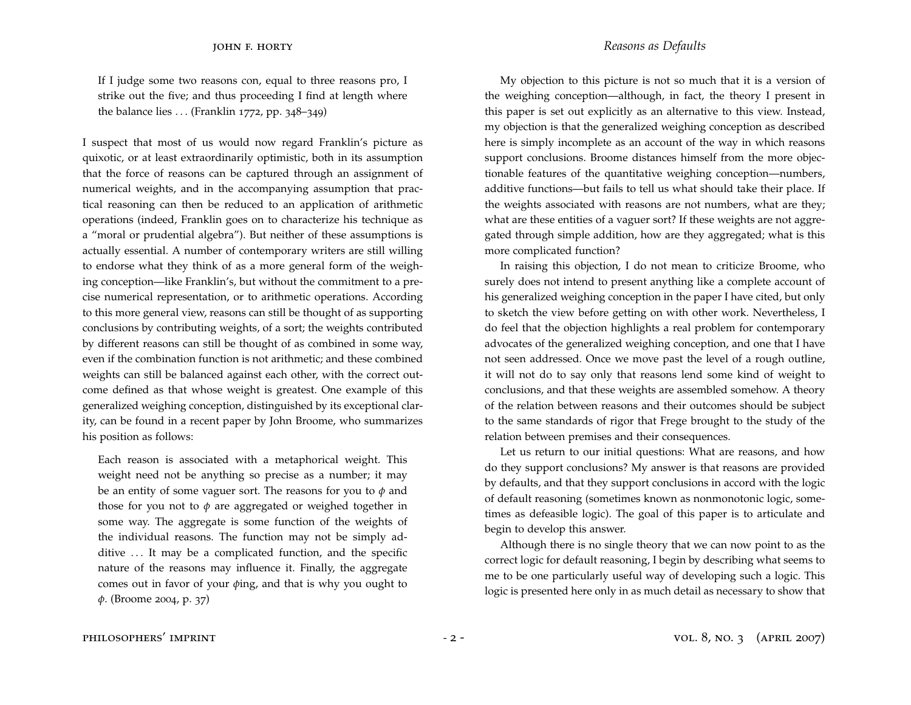> If I judge some two reasons con, equal to three reasons pro, I strike out the five; and thus proceeding I find at length where the balance lies . . . (Franklin 1772, pp. 348–349)

I suspect that most of us would now regard Franklin's picture as quixotic, or at least extraordinarily optimistic, both in its assumption that the force of reasons can be captured through an assignment of numerical weights, and in the accompanying assumption that practical reasoning can then be reduced to an application of arithmetic operations (indeed, Franklin goes on to characterize his technique as a "moral or prudential algebra"). But neither of these assumptions is actually essential. A number of contemporary writers are still willing to endorse what they think of as a more general form of the weighing conception—like Franklin's, but without the commitment to a precise numerical representation, or to arithmetic operations. According to this more general view, reasons can still be thought of as supporting conclusions by contributing weights, of a sort; the weights contributed by different reasons can still be thought of as combined in some way, even if the combination function is not arithmetic; and these combined weights can still be balanced against each other, with the correct outcome defined as that whose weight is greatest. One example of this generalized weighing conception, distinguished by its exceptional clarity, can be found in a recent paper by John Broome, who summarizes his position as follows:

> Each reason is associated with a metaphorical weight. This weight need not be anything so precise as a number; it may be an entity of some vaguer sort. The reasons for you to $\phi$ and those for you not to $\phi$ are aggregated or weighed together in some way. The aggregate is some function of the weights of the individual reasons. The function may not be simply additive . . . It may be a complicated function, and the specific nature of the reasons may influence it. Finally, the aggregate comes out in favor of your $\phi$ing, and that is why you ought to $\phi$. (Broome 2004, p. 37)

My objection to this picture is not so much that it is a version of the weighing conception—although, in fact, the theory I present in this paper is set out explicitly as an alternative to this view. Instead, my objection is that the generalized weighing conception as described here is simply incomplete as an account of the way in which reasons support conclusions. Broome distances himself from the more objectionable features of the quantitative weighing conception—numbers, additive functions—but fails to tell us what should take their place. If the weights associated with reasons are not numbers, what are they; what are these entities of a vaguer sort? If these weights are not aggregated through simple addition, how are they aggregated; what is this more complicated function?

In raising this objection, I do not mean to criticize Broome, who surely does not intend to present anything like a complete account of his generalized weighing conception in the paper I have cited, but only to sketch the view before getting on with other work. Nevertheless, I do feel that the objection highlights a real problem for contemporary advocates of the generalized weighing conception, and one that I have not seen addressed. Once we move past the level of a rough outline, it will not do to say only that reasons lend some kind of weight to conclusions, and that these weights are assembled somehow. A theory of the relation between reasons and their outcomes should be subject to the same standards of rigor that Frege brought to the study of the relation between premises and their consequences.

Let us return to our initial questions: What are reasons, and how do they support conclusions? My answer is that reasons are provided by defaults, and that they support conclusions in accord with the logic of default reasoning (sometimes known as nonmonotonic logic, sometimes as defeasible logic). The goal of this paper is to articulate and begin to develop this answer.

Although there is no single theory that we can now point to as the correct logic for default reasoning, I begin by describing what seems to me to be one particularly useful way of developing such a logic. This logic is presented here only in as much detail as necessary to show that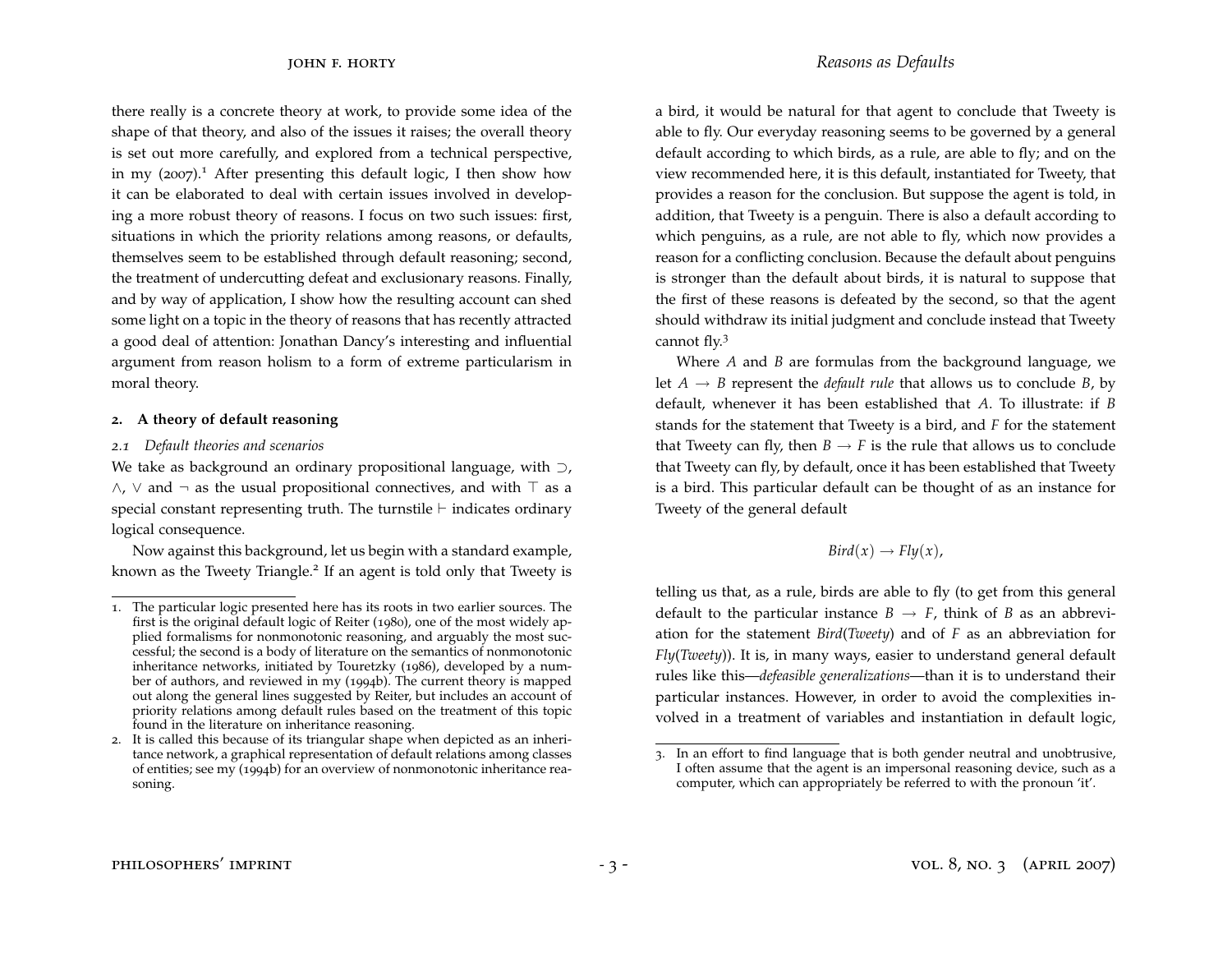there really is a concrete theory at work, to provide some idea of the shape of that theory, and also of the issues it raises; the overall theory is set out more carefully, and explored from a technical perspective, in my (2007).[1] After presenting this default logic, I then show how it can be elaborated to deal with certain issues involved in developing a more robust theory of reasons. I focus on two such issues: first, situations in which the priority relations among reasons, or defaults, themselves seem to be established through default reasoning; second, the treatment of undercutting defeat and exclusionary reasons. Finally, and by way of application, I show how the resulting account can shed some light on a topic in the theory of reasons that has recently attracted a good deal of attention: Jonathan Dancy's interesting and influential argument from reason holism to a form of extreme particularism in moral theory.

## 2. A theory of default reasoning

### *2.1 Default theories and scenarios*

We take as background an ordinary propositional language, with $\supset$, $\wedge$, $\vee$ and $\neg$ as the usual propositional connectives, and with $\top$ as a special constant representing truth. The turnstile $\vdash$ indicates ordinary logical consequence.

Now against this background, let us begin with a standard example, known as the Tweety Triangle.[2] If an agent is told only that Tweety is a bird, it would be natural for that agent to conclude that Tweety is able to fly. Our everyday reasoning seems to be governed by a general default according to which birds, as a rule, are able to fly; and on the view recommended here, it is this default, instantiated for Tweety, that provides a reason for the conclusion. But suppose the agent is told, in addition, that Tweety is a penguin. There is also a default according to which penguins, as a rule, are not able to fly, which now provides a reason for a conflicting conclusion. Because the default about penguins is stronger than the default about birds, it is natural to suppose that the first of these reasons is defeated by the second, so that the agent should withdraw its initial judgment and conclude instead that Tweety cannot fly.[3]

Where $A$ and $B$ are formulas from the background language, we let $A \rightarrow B$ represent the *default rule* that allows us to conclude $B$, by default, whenever it has been established that $A$. To illustrate: if $B$ stands for the statement that Tweety is a bird, and $F$ for the statement that Tweety can fly, then $B \rightarrow F$ is the rule that allows us to conclude that Tweety can fly, by default, once it has been established that Tweety is a bird. This particular default can be thought of as an instance for Tweety of the general default

$$Bird(x) \rightarrow Fly(x),$$

telling us that, as a rule, birds are able to fly (to get from this general default to the particular instance $B \rightarrow F$, think of $B$ as an abbreviation for the statement $Bird(Tweety)$ and of $F$ as an abbreviation for $Fly(Tweety)$). It is, in many ways, easier to understand general default rules like this—*defeasible generalizations*—than it is to understand their particular instances. However, in order to avoid the complexities involved in a treatment of variables and instantiation in default logic,

1. The particular logic presented here has its roots in two earlier sources. The first is the original default logic of Reiter (1980), one of the most widely applied formalisms for nonmonotonic reasoning, and arguably the most successful; the second is a body of literature on the semantics of nonmonotonic inheritance networks, initiated by Touretzky (1986), developed by a number of authors, and reviewed in my (1994b). The current theory is mapped out along the general lines suggested by Reiter, but includes an account of priority relations among default rules based on the treatment of this topic found in the literature on inheritance reasoning.

2. It is called this because of its triangular shape when depicted as an inheritance network, a graphical representation of default relations among classes of entities; see my (1994b) for an overview of nonmonotonic inheritance reasoning.

3. In an effort to find language that is both gender neutral and unobtrusive, I often assume that the agent is an impersonal reasoning device, such as a computer, which can appropriately be referred to with the pronoun 'it'.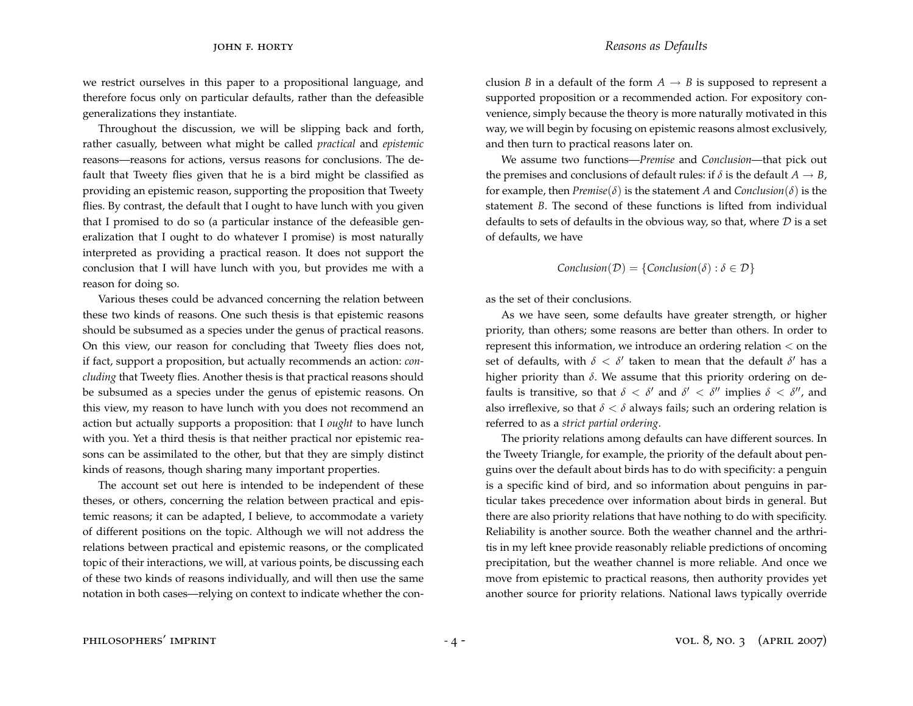we restrict ourselves in this paper to a propositional language, and therefore focus only on particular defaults, rather than the defeasible generalizations they instantiate.

Throughout the discussion, we will be slipping back and forth, rather casually, between what might be called *practical* and *epistemic* reasons—reasons for actions, versus reasons for conclusions. The default that Tweety flies given that he is a bird might be classified as providing an epistemic reason, supporting the proposition that Tweety flies. By contrast, the default that I ought to have lunch with you given that I promised to do so (a particular instance of the defeasible generalization that I ought to do whatever I promise) is most naturally interpreted as providing a practical reason. It does not support the conclusion that I will have lunch with you, but provides me with a reason for doing so.

Various theses could be advanced concerning the relation between these two kinds of reasons. One such thesis is that epistemic reasons should be subsumed as a species under the genus of practical reasons. On this view, our reason for concluding that Tweety flies does not, if fact, support a proposition, but actually recommends an action: *concluding* that Tweety flies. Another thesis is that practical reasons should be subsumed as a species under the genus of epistemic reasons. On this view, my reason to have lunch with you does not recommend an action but actually supports a proposition: that I *ought* to have lunch with you. Yet a third thesis is that neither practical nor epistemic reasons can be assimilated to the other, but that they are simply distinct kinds of reasons, though sharing many important properties.

The account set out here is intended to be independent of these theses, or others, concerning the relation between practical and epistemic reasons; it can be adapted, I believe, to accommodate a variety of different positions on the topic. Although we will not address the relations between practical and epistemic reasons, or the complicated topic of their interactions, we will, at various points, be discussing each of these two kinds of reasons individually, and will then use the same notation in both cases—relying on context to indicate whether the conclusion $B$ in a default of the form $A \rightarrow B$ is supposed to represent a supported proposition or a recommended action. For expository convenience, simply because the theory is more naturally motivated in this way, we will begin by focusing on epistemic reasons almost exclusively, and then turn to practical reasons later on.

We assume two functions—*Premise* and *Conclusion*—that pick out the premises and conclusions of default rules: if $\delta$ is the default $A \rightarrow B$, for example, then $Premise(\delta)$ is the statement $A$ and $Conclusion(\delta)$ is the statement $B$. The second of these functions is lifted from individual defaults to sets of defaults in the obvious way, so that, where $\mathcal{D}$ is a set of defaults, we have

$$Conclusion(\mathcal{D}) = \{Conclusion(\delta) : \delta \in \mathcal{D}\}$$

as the set of their conclusions.

As we have seen, some defaults have greater strength, or higher priority, than others; some reasons are better than others. In order to represent this information, we introduce an ordering relation $<$ on the set of defaults, with $\delta < \delta'$ taken to mean that the default $\delta'$ has a higher priority than $\delta$. We assume that this priority ordering on defaults is transitive, so that $\delta < \delta'$ and $\delta' < \delta''$ implies $\delta < \delta''$, and also irreflexive, so that $\delta < \delta$ always fails; such an ordering relation is referred to as a *strict partial ordering*.

The priority relations among defaults can have different sources. In the Tweety Triangle, for example, the priority of the default about penguins over the default about birds has to do with specificity: a penguin is a specific kind of bird, and so information about penguins in particular takes precedence over information about birds in general. But there are also priority relations that have nothing to do with specificity. Reliability is another source. Both the weather channel and the arthritis in my left knee provide reasonably reliable predictions of oncoming precipitation, but the weather channel is more reliable. And once we move from epistemic to practical reasons, then authority provides yet another source for priority relations. National laws typically override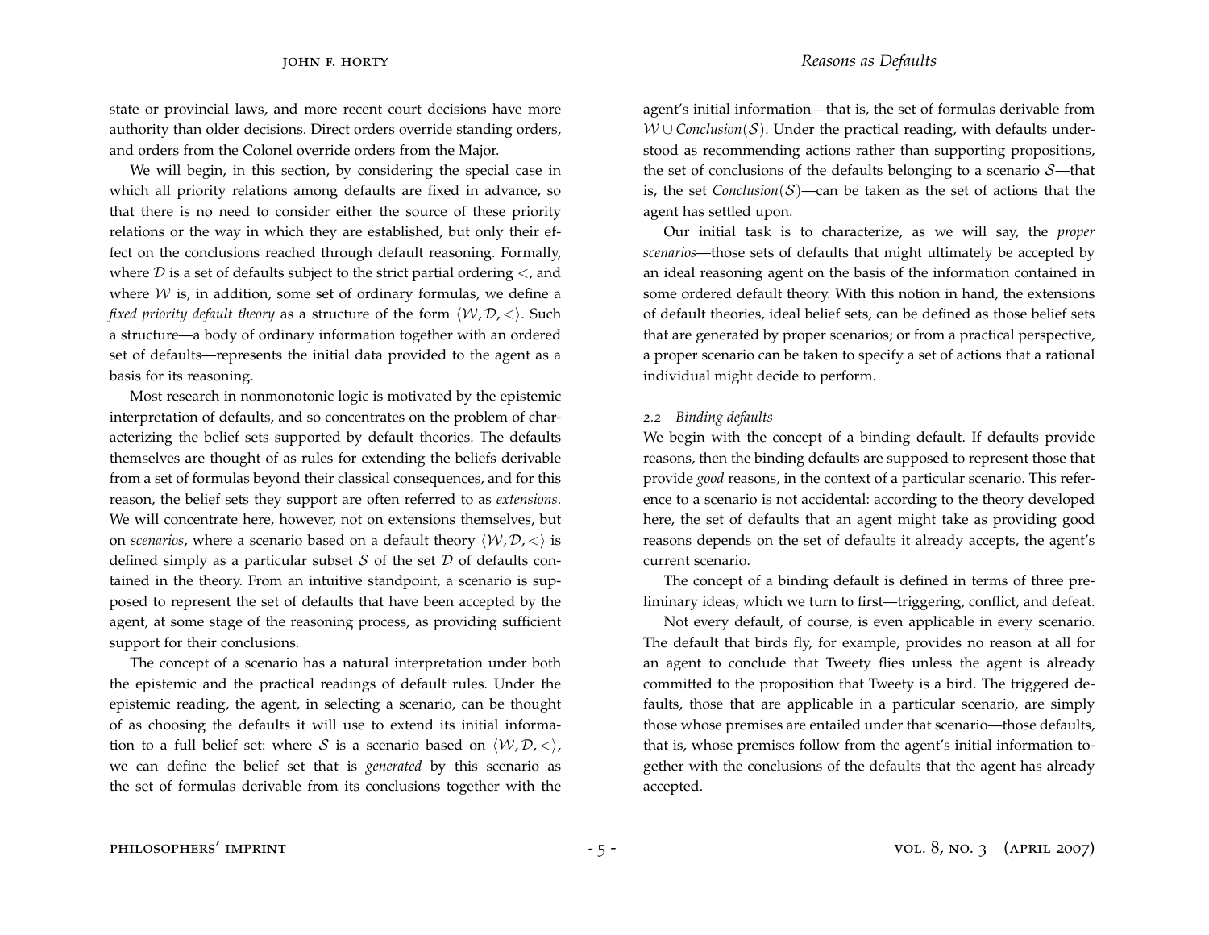state or provincial laws, and more recent court decisions have more authority than older decisions. Direct orders override standing orders, and orders from the Colonel override orders from the Major.

We will begin, in this section, by considering the special case in which all priority relations among defaults are fixed in advance, so that there is no need to consider either the source of these priority relations or the way in which they are established, but only their effect on the conclusions reached through default reasoning. Formally, where $\mathcal{D}$ is a set of defaults subject to the strict partial ordering $<$, and where $\mathcal{W}$ is, in addition, some set of ordinary formulas, we define a *fixed priority default theory* as a structure of the form $\langle \mathcal{W}, \mathcal{D}, < \rangle$. Such a structure—a body of ordinary information together with an ordered set of defaults—represents the initial data provided to the agent as a basis for its reasoning.

Most research in nonmonotonic logic is motivated by the epistemic interpretation of defaults, and so concentrates on the problem of characterizing the belief sets supported by default theories. The defaults themselves are thought of as rules for extending the beliefs derivable from a set of formulas beyond their classical consequences, and for this reason, the belief sets they support are often referred to as *extensions*. We will concentrate here, however, not on extensions themselves, but on *scenarios*, where a scenario based on a default theory $\langle \mathcal{W}, \mathcal{D}, < \rangle$ is defined simply as a particular subset $\mathcal{S}$ of the set $\mathcal{D}$ of defaults contained in the theory. From an intuitive standpoint, a scenario is supposed to represent the set of defaults that have been accepted by the agent, at some stage of the reasoning process, as providing sufficient support for their conclusions.

The concept of a scenario has a natural interpretation under both the epistemic and the practical readings of default rules. Under the epistemic reading, the agent, in selecting a scenario, can be thought of as choosing the defaults it will use to extend its initial information to a full belief set: where $\mathcal{S}$ is a scenario based on $\langle \mathcal{W}, \mathcal{D}, < \rangle$, we can define the belief set that is *generated* by this scenario as the set of formulas derivable from its conclusions together with the agent's initial information—that is, the set of formulas derivable from $\mathcal{W} \cup \mathit{Conclusion}(\mathcal{S})$. Under the practical reading, with defaults understood as recommending actions rather than supporting propositions, the set of conclusions of the defaults belonging to a scenario $\mathcal{S}$—that is, the set $\mathit{Conclusion}(\mathcal{S})$—can be taken as the set of actions that the agent has settled upon.

Our initial task is to characterize, as we will say, the *proper scenarios*—those sets of defaults that might ultimately be accepted by an ideal reasoning agent on the basis of the information contained in some ordered default theory. With this notion in hand, the extensions of default theories, ideal belief sets, can be defined as those belief sets that are generated by proper scenarios; or from a practical perspective, a proper scenario can be taken to specify a set of actions that a rational individual might decide to perform.

### *2.2 Binding defaults*

We begin with the concept of a binding default. If defaults provide reasons, then the binding defaults are supposed to represent those that provide *good* reasons, in the context of a particular scenario. This reference to a scenario is not accidental: according to the theory developed here, the set of defaults that an agent might take as providing good reasons depends on the set of defaults it already accepts, the agent's current scenario.

The concept of a binding default is defined in terms of three preliminary ideas, which we turn to first—triggering, conflict, and defeat.

Not every default, of course, is even applicable in every scenario. The default that birds fly, for example, provides no reason at all for an agent to conclude that Tweety flies unless the agent is already committed to the proposition that Tweety is a bird. The triggered defaults, those that are applicable in a particular scenario, are simply those whose premises are entailed under that scenario—those defaults, that is, whose premises follow from the agent's initial information together with the conclusions of the defaults that the agent has already accepted.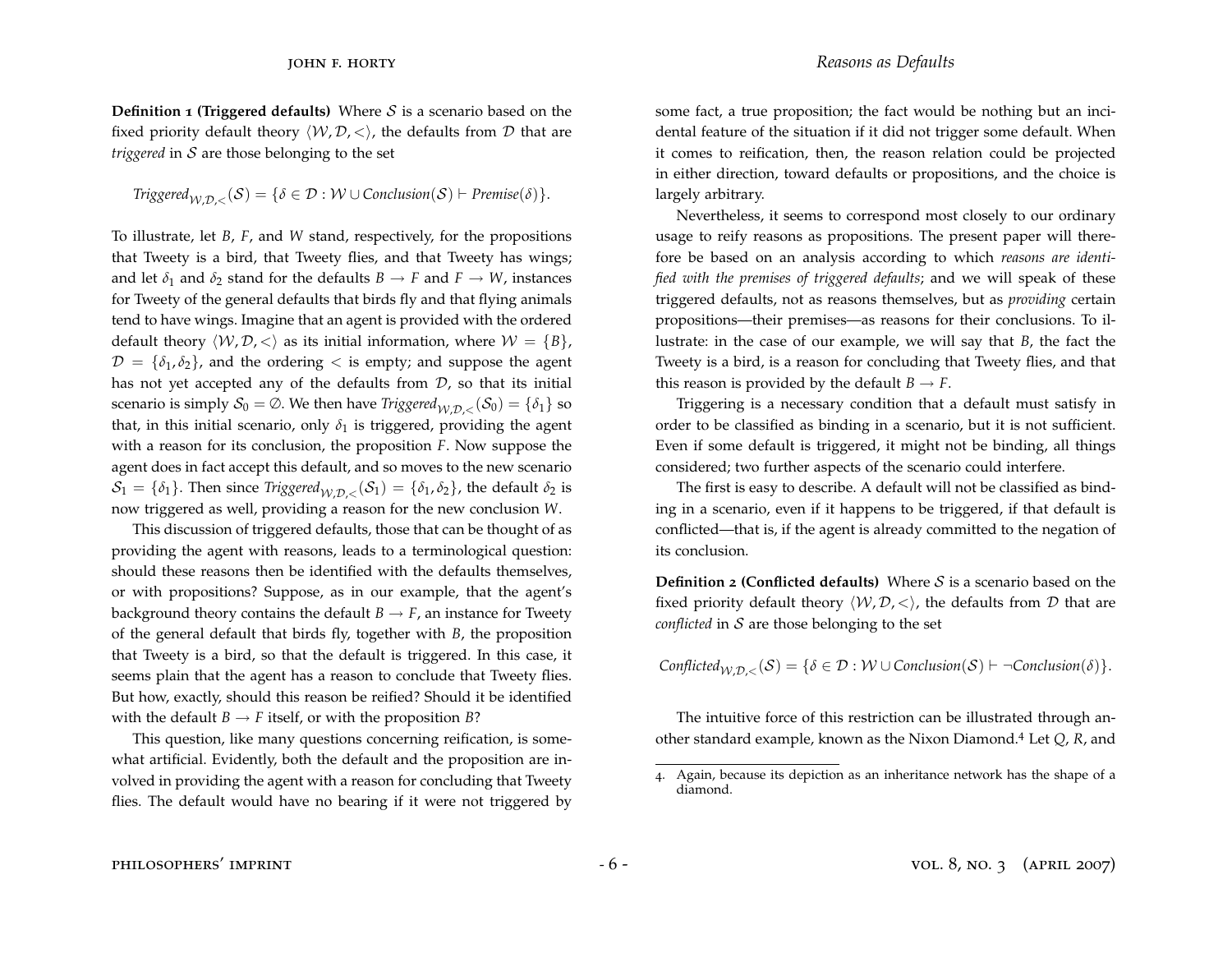**Definition 1 (Triggered defaults)** Where $\mathcal{S}$ is a scenario based on the fixed priority default theory $\langle \mathcal{W}, \mathcal{D}, < \rangle$, the defaults from $\mathcal{D}$ that are *triggered* in $\mathcal{S}$ are those belonging to the set

$$\mathit{Triggered}_{\mathcal{W},\mathcal{D},<}(\mathcal{S}) = \{\delta \in \mathcal{D} : \mathcal{W} \cup \mathit{Conclusion}(\mathcal{S}) \vdash \mathit{Premise}(\delta)\}.$$

To illustrate, let $B$, $F$, and $W$ stand, respectively, for the propositions that Tweety is a bird, that Tweety flies, and that Tweety has wings; and let $\delta_1$ and $\delta_2$ stand for the defaults $B \rightarrow F$ and $F \rightarrow W$, instances for Tweety of the general defaults that birds fly and that flying animals tend to have wings. Imagine that an agent is provided with the ordered default theory $\langle \mathcal{W}, \mathcal{D}, < \rangle$ as its initial information, where $\mathcal{W} = \{B\}$, $\mathcal{D} = \{\delta_1, \delta_2\}$, and the ordering $<$ is empty; and suppose the agent has not yet accepted any of the defaults from $\mathcal{D}$, so that its initial scenario is simply $\mathcal{S}_0 = \emptyset$. We then have $\mathit{Triggered}_{\mathcal{W},\mathcal{D},<}(\mathcal{S}_0) = \{\delta_1\}$ so that, in this initial scenario, only $\delta_1$ is triggered, providing the agent with a reason for its conclusion, the proposition $F$. Now suppose the agent does in fact accept this default, and so moves to the new scenario $\mathcal{S}_1 = \{\delta_1\}$. Then since $\mathit{Triggered}_{\mathcal{W},\mathcal{D},<}(\mathcal{S}_1) = \{\delta_1, \delta_2\}$, the default $\delta_2$ is now triggered as well, providing a reason for the new conclusion $W$.

This discussion of triggered defaults, those that can be thought of as providing the agent with reasons, leads to a terminological question: should these reasons then be identified with the defaults themselves, or with propositions? Suppose, as in our example, that the agent's background theory contains the default $B \rightarrow F$, an instance for Tweety of the general default that birds fly, together with $B$, the proposition that Tweety is a bird, so that the default is triggered. In this case, it seems plain that the agent has a reason to conclude that Tweety flies. But how, exactly, should this reason be reified? Should it be identified with the default $B \rightarrow F$ itself, or with the proposition $B$?

This question, like many questions concerning reification, is somewhat artificial. Evidently, both the default and the proposition are involved in providing the agent with a reason for concluding that Tweety flies. The default would have no bearing if it were not triggered by some fact, a true proposition; the fact would be nothing but an incidental feature of the situation if it did not trigger some default. When it comes to reification, then, the reason relation could be projected in either direction, toward defaults or propositions, and the choice is largely arbitrary.

Nevertheless, it seems to correspond most closely to our ordinary usage to reify reasons as propositions. The present paper will therefore be based on an analysis according to which *reasons are identified with the premises of triggered defaults*; and we will speak of these triggered defaults, not as reasons themselves, but as *providing* certain propositions—their premises—as reasons for their conclusions. To illustrate: in the case of our example, we will say that $B$, the fact the Tweety is a bird, is a reason for concluding that Tweety flies, and that this reason is provided by the default $B \rightarrow F$.

Triggering is a necessary condition that a default must satisfy in order to be classified as binding in a scenario, but it is not sufficient. Even if some default is triggered, it might not be binding, all things considered; two further aspects of the scenario could interfere.

The first is easy to describe. A default will not be classified as binding in a scenario, even if it happens to be triggered, if that default is conflicted—that is, if the agent is already committed to the negation of its conclusion.

**Definition 2 (Conflicted defaults)** Where $\mathcal{S}$ is a scenario based on the fixed priority default theory $\langle \mathcal{W}, \mathcal{D}, < \rangle$, the defaults from $\mathcal{D}$ that are *conflicted* in $\mathcal{S}$ are those belonging to the set

$$\mathit{Conflicted}_{\mathcal{W},\mathcal{D},<}(\mathcal{S}) = \{\delta \in \mathcal{D} : \mathcal{W} \cup \mathit{Conclusion}(\mathcal{S}) \vdash \neg\mathit{Conclusion}(\delta)\}.$$

The intuitive force of this restriction can be illustrated through another standard example, known as the Nixon Diamond.[4] Let $Q$, $R$, and

4. Again, because its depiction as an inheritance network has the shape of a diamond.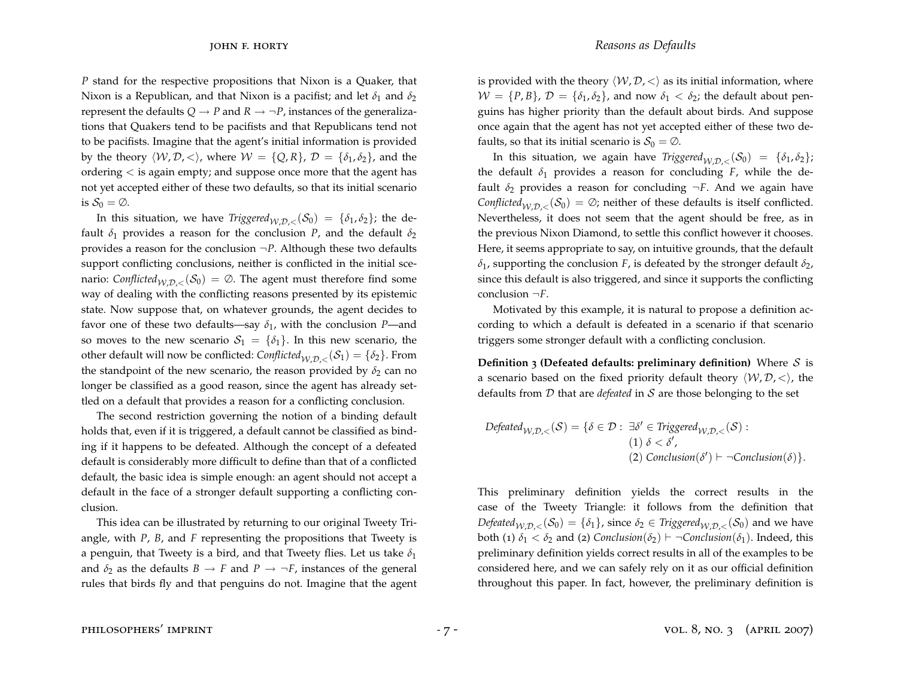$P$ stand for the respective propositions that Nixon is a Quaker, that Nixon is a Republican, and that Nixon is a pacifist; and let $\delta_1$ and $\delta_2$ represent the defaults $Q \rightarrow P$ and $R \rightarrow \neg P$, instances of the generalizations that Quakers tend to be pacifists and that Republicans tend not to be pacifists. Imagine that the agent's initial information is provided by the theory $\langle \mathcal{W}, \mathcal{D}, < \rangle$, where $\mathcal{W} = \{Q, R\}$, $\mathcal{D} = \{\delta_1, \delta_2\}$, and the ordering $<$ is again empty; and suppose once more that the agent has not yet accepted either of these two defaults, so that its initial scenario is $\mathcal{S}_0 = \emptyset$.

In this situation, we have $Triggered_{\mathcal{W},\mathcal{D},<}(\mathcal{S}_0) = \{\delta_1, \delta_2\}$; the default $\delta_1$ provides a reason for the conclusion $P$, and the default $\delta_2$ provides a reason for the conclusion $\neg P$. Although these two defaults support conflicting conclusions, neither is conflicted in the initial scenario: $Conflicted_{\mathcal{W},\mathcal{D},<}(\mathcal{S}_0) = \emptyset$. The agent must therefore find some way of dealing with the conflicting reasons presented by its epistemic state. Now suppose that, on whatever grounds, the agent decides to favor one of these two defaults—say $\delta_1$, with the conclusion $P$—and so moves to the new scenario $\mathcal{S}_1 = \{\delta_1\}$. In this new scenario, the other default will now be conflicted: $Conflicted_{\mathcal{W},\mathcal{D},<}(\mathcal{S}_1) = \{\delta_2\}$. From the standpoint of the new scenario, the reason provided by $\delta_2$ can no longer be classified as a good reason, since the agent has already settled on a default that provides a reason for a conflicting conclusion.

The second restriction governing the notion of a binding default holds that, even if it is triggered, a default cannot be classified as binding if it happens to be defeated. Although the concept of a defeated default is considerably more difficult to define than that of a conflicted default, the basic idea is simple enough: an agent should not accept a default in the face of a stronger default supporting a conflicting conclusion.

This idea can be illustrated by returning to our original Tweety Triangle, with $P$, $B$, and $F$ representing the propositions that Tweety is a penguin, that Tweety is a bird, and that Tweety flies. Let us take $\delta_1$ and $\delta_2$ as the defaults $B \rightarrow F$ and $P \rightarrow \neg F$, instances of the general rules that birds fly and that penguins do not. Imagine that the agent is provided with the theory $\langle \mathcal{W}, \mathcal{D}, < \rangle$ as its initial information, where $\mathcal{W} = \{P, B\}$, $\mathcal{D} = \{\delta_1, \delta_2\}$, and now $\delta_1 < \delta_2$; the default about penguins has higher priority than the default about birds. And suppose once again that the agent has not yet accepted either of these two defaults, so that its initial scenario is $\mathcal{S}_0 = \emptyset$.

In this situation, we again have $Triggered_{\mathcal{W},\mathcal{D},<}(\mathcal{S}_0) = \{\delta_1, \delta_2\}$; the default $\delta_1$ provides a reason for concluding $F$, while the default $\delta_2$ provides a reason for concluding $\neg F$. And we again have $Conflicted_{\mathcal{W},\mathcal{D},<}(\mathcal{S}_0) = \emptyset$; neither of these defaults is itself conflicted. Nevertheless, it does not seem that the agent should be free, as in the previous Nixon Diamond, to settle this conflict however it chooses. Here, it seems appropriate to say, on intuitive grounds, that the default $\delta_1$, supporting the conclusion $F$, is defeated by the stronger default $\delta_2$, since this default is also triggered, and since it supports the conflicting conclusion $\neg F$.

Motivated by this example, it is natural to propose a definition according to which a default is defeated in a scenario if that scenario triggers some stronger default with a conflicting conclusion.

**Definition 3 (Defeated defaults: preliminary definition)** Where $\mathcal{S}$ is a scenario based on the fixed priority default theory $\langle \mathcal{W}, \mathcal{D}, < \rangle$, the defaults from $\mathcal{D}$ that are *defeated* in $\mathcal{S}$ are those belonging to the set

$$
\begin{aligned}
Defeated_{\mathcal{W},\mathcal{D},<}(\mathcal{S}) = \{\delta \in \mathcal{D} :\ & \exists \delta' \in Triggered_{\mathcal{W},\mathcal{D},<}(\mathcal{S}) : \\
& (1)\ \delta < \delta', \\
& (2)\ Conclusion(\delta') \vdash \neg Conclusion(\delta)\}.
\end{aligned}
$$

This preliminary definition yields the correct results in the case of the Tweety Triangle: it follows from the definition that $Defeated_{\mathcal{W},\mathcal{D},<}(\mathcal{S}_0) = \{\delta_1\}$, since $\delta_2 \in Triggered_{\mathcal{W},\mathcal{D},<}(\mathcal{S}_0)$ and we have both (1) $\delta_1 < \delta_2$ and (2) $Conclusion(\delta_2) \vdash \neg Conclusion(\delta_1)$. Indeed, this preliminary definition yields correct results in all of the examples to be considered here, and we can safely rely on it as our official definition throughout this paper. In fact, however, the preliminary definition is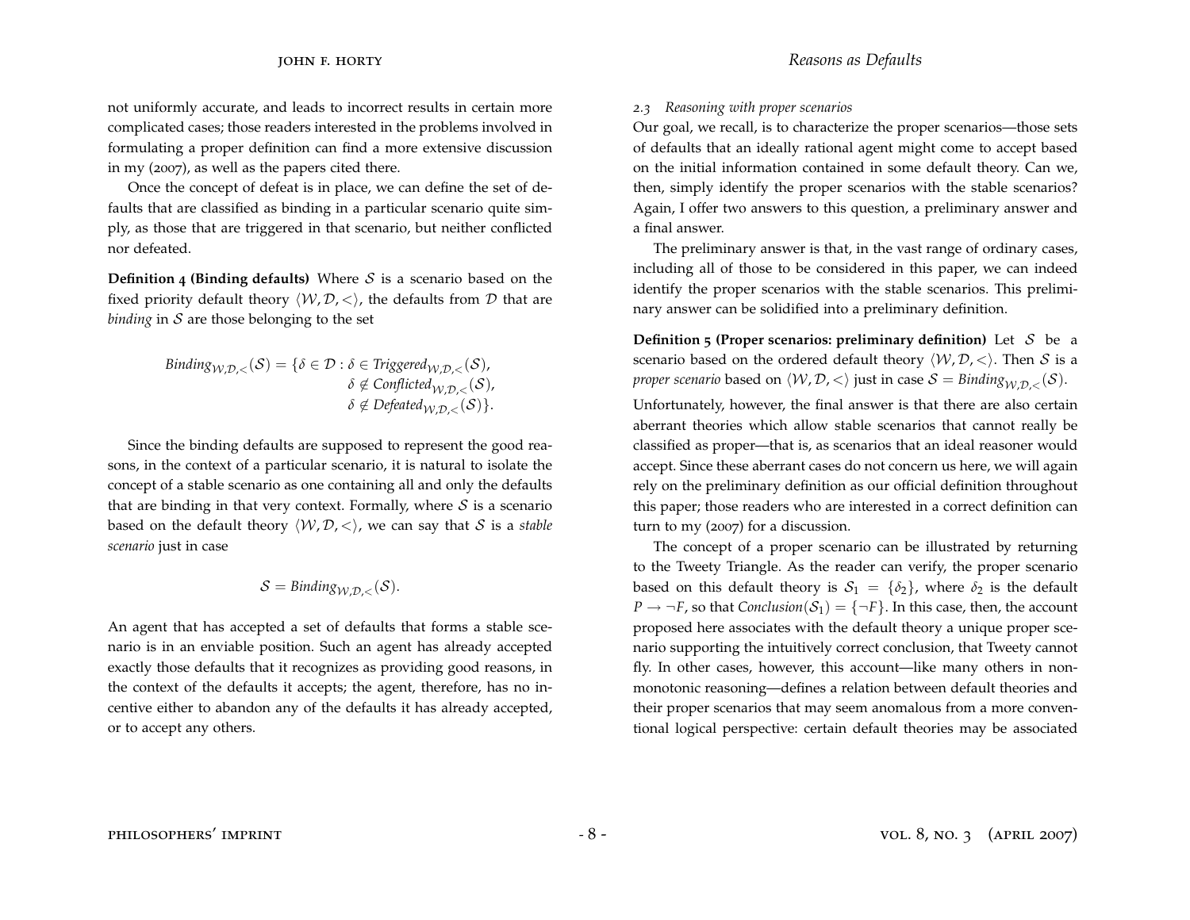not uniformly accurate, and leads to incorrect results in certain more complicated cases; those readers interested in the problems involved in formulating a proper definition can find a more extensive discussion in my (2007), as well as the papers cited there.

Once the concept of defeat is in place, we can define the set of defaults that are classified as binding in a particular scenario quite simply, as those that are triggered in that scenario, but neither conflicted nor defeated.

**Definition 4 (Binding defaults)** Where $\mathcal{S}$ is a scenario based on the fixed priority default theory $\langle \mathcal{W}, \mathcal{D}, < \rangle$, the defaults from $\mathcal{D}$ that are *binding* in $\mathcal{S}$ are those belonging to the set

$$\begin{aligned} \mathit{Binding}_{\mathcal{W},\mathcal{D},<}(\mathcal{S}) = \{\delta \in \mathcal{D} : \ & \delta \in \mathit{Triggered}_{\mathcal{W},\mathcal{D},<}(\mathcal{S}), \\ & \delta \notin \mathit{Conflicted}_{\mathcal{W},\mathcal{D},<}(\mathcal{S}), \\ & \delta \notin \mathit{Defeated}_{\mathcal{W},\mathcal{D},<}(\mathcal{S})\}. \end{aligned}$$

Since the binding defaults are supposed to represent the good reasons, in the context of a particular scenario, it is natural to isolate the concept of a stable scenario as one containing all and only the defaults that are binding in that very context. Formally, where $\mathcal{S}$ is a scenario based on the default theory $\langle \mathcal{W}, \mathcal{D}, < \rangle$, we can say that $\mathcal{S}$ is a *stable scenario* just in case

$$\mathcal{S} = \mathit{Binding}_{\mathcal{W},\mathcal{D},<}(\mathcal{S}).$$

An agent that has accepted a set of defaults that forms a stable scenario is in an enviable position. Such an agent has already accepted exactly those defaults that it recognizes as providing good reasons, in the context of the defaults it accepts; the agent, therefore, has no incentive either to abandon any of the defaults it has already accepted, or to accept any others.

### *2.3 Reasoning with proper scenarios*

Our goal, we recall, is to characterize the proper scenarios—those sets of defaults that an ideally rational agent might come to accept based on the initial information contained in some default theory. Can we, then, simply identify the proper scenarios with the stable scenarios? Again, I offer two answers to this question, a preliminary answer and a final answer.

The preliminary answer is that, in the vast range of ordinary cases, including all of those to be considered in this paper, we can indeed identify the proper scenarios with the stable scenarios. This preliminary answer can be solidified into a preliminary definition.

**Definition 5 (Proper scenarios: preliminary definition)** Let $\mathcal{S}$ be a scenario based on the ordered default theory $\langle \mathcal{W}, \mathcal{D}, < \rangle$. Then $\mathcal{S}$ is a *proper scenario* based on $\langle \mathcal{W}, \mathcal{D}, < \rangle$ just in case $\mathcal{S} = \mathit{Binding}_{\mathcal{W},\mathcal{D},<}(\mathcal{S})$.

Unfortunately, however, the final answer is that there are also certain aberrant theories which allow stable scenarios that cannot really be classified as proper—that is, as scenarios that an ideal reasoner would accept. Since these aberrant cases do not concern us here, we will again rely on the preliminary definition as our official definition throughout this paper; those readers who are interested in a correct definition can turn to my (2007) for a discussion.

The concept of a proper scenario can be illustrated by returning to the Tweety Triangle. As the reader can verify, the proper scenario based on this default theory is $\mathcal{S}_1 = \{\delta_2\}$, where $\delta_2$ is the default $P \to \neg F$, so that $\mathit{Conclusion}(\mathcal{S}_1) = \{\neg F\}$. In this case, then, the account proposed here associates with the default theory a unique proper scenario supporting the intuitively correct conclusion, that Tweety cannot fly. In other cases, however, this account—like many others in nonmonotonic reasoning—defines a relation between default theories and their proper scenarios that may seem anomalous from a more conventional logical perspective: certain default theories may be associated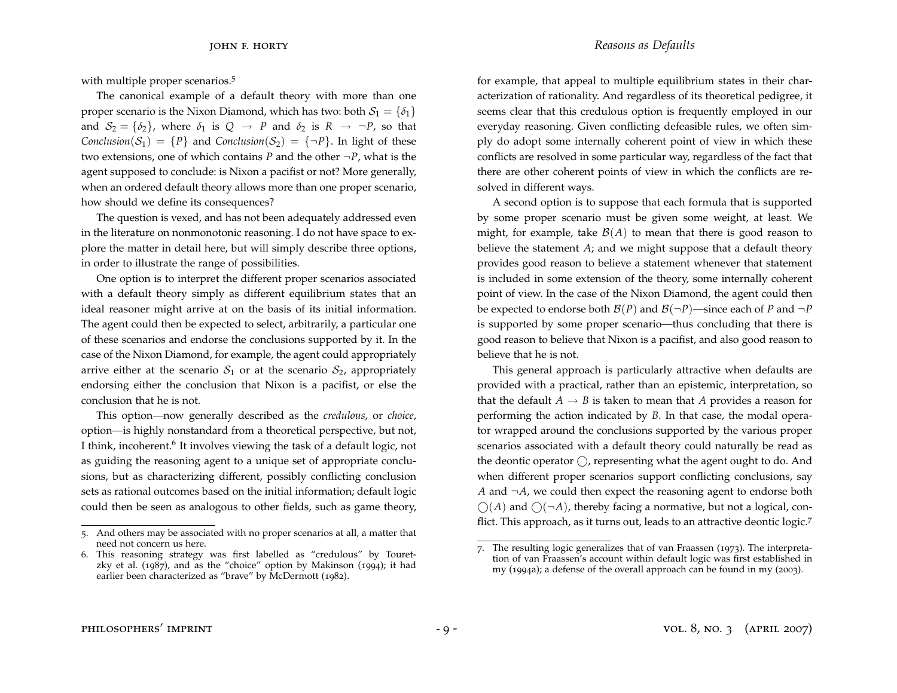with multiple proper scenarios.[5]

The canonical example of a default theory with more than one proper scenario is the Nixon Diamond, which has two: both $\mathcal{S}_1 = \{\delta_1\}$ and $\mathcal{S}_2 = \{\delta_2\}$, where $\delta_1$ is $Q \rightarrow P$ and $\delta_2$ is $R \rightarrow \neg P$, so that $Conclusion(\mathcal{S}_1) = \{P\}$ and $Conclusion(\mathcal{S}_2) = \{\neg P\}$. In light of these two extensions, one of which contains $P$ and the other $\neg P$, what is the agent supposed to conclude: is Nixon a pacifist or not? More generally, when an ordered default theory allows more than one proper scenario, how should we define its consequences?

The question is vexed, and has not been adequately addressed even in the literature on nonmonotonic reasoning. I do not have space to explore the matter in detail here, but will simply describe three options, in order to illustrate the range of possibilities.

One option is to interpret the different proper scenarios associated with a default theory simply as different equilibrium states that an ideal reasoner might arrive at on the basis of its initial information. The agent could then be expected to select, arbitrarily, a particular one of these scenarios and endorse the conclusions supported by it. In the case of the Nixon Diamond, for example, the agent could appropriately arrive either at the scenario $\mathcal{S}_1$ or at the scenario $\mathcal{S}_2$, appropriately endorsing either the conclusion that Nixon is a pacifist, or else the conclusion that he is not.

This option—now generally described as the *credulous*, or *choice*, option—is highly nonstandard from a theoretical perspective, but not, I think, incoherent.[6] It involves viewing the task of a default logic, not as guiding the reasoning agent to a unique set of appropriate conclusions, but as characterizing different, possibly conflicting conclusion sets as rational outcomes based on the initial information; default logic could then be seen as analogous to other fields, such as game theory, for example, that appeal to multiple equilibrium states in their characterization of rationality. And regardless of its theoretical pedigree, it seems clear that this credulous option is frequently employed in our everyday reasoning. Given conflicting defeasible rules, we often simply do adopt some internally coherent point of view in which these conflicts are resolved in some particular way, regardless of the fact that there are other coherent points of view in which the conflicts are resolved in different ways.

A second option is to suppose that each formula that is supported by some proper scenario must be given some weight, at least. We might, for example, take $\mathcal{B}(A)$ to mean that there is good reason to believe the statement $A$; and we might suppose that a default theory provides good reason to believe a statement whenever that statement is included in some extension of the theory, some internally coherent point of view. In the case of the Nixon Diamond, the agent could then be expected to endorse both $\mathcal{B}(P)$ and $\mathcal{B}(\neg P)$—since each of $P$ and $\neg P$ is supported by some proper scenario—thus concluding that there is good reason to believe that Nixon is a pacifist, and also good reason to believe that he is not.

This general approach is particularly attractive when defaults are provided with a practical, rather than an epistemic, interpretation, so that the default $A \rightarrow B$ is taken to mean that $A$ provides a reason for performing the action indicated by $B$. In that case, the modal operator wrapped around the conclusions supported by the various proper scenarios associated with a default theory could naturally be read as the deontic operator $\bigcirc$, representing what the agent ought to do. And when different proper scenarios support conflicting conclusions, say $A$ and $\neg A$, we could then expect the reasoning agent to endorse both $\bigcirc(A)$ and $\bigcirc(\neg A)$, thereby facing a normative, but not a logical, conflict. This approach, as it turns out, leads to an attractive deontic logic.[7]

5. And others may be associated with no proper scenarios at all, a matter that need not concern us here.

6. This reasoning strategy was first labelled as "credulous" by Touretzky et al. (1987), and as the "choice" option by Makinson (1994); it had earlier been characterized as "brave" by McDermott (1982).

7. The resulting logic generalizes that of van Fraassen (1973). The interpretation of van Fraassen's account within default logic was first established in my (1994a); a defense of the overall approach can be found in my (2003).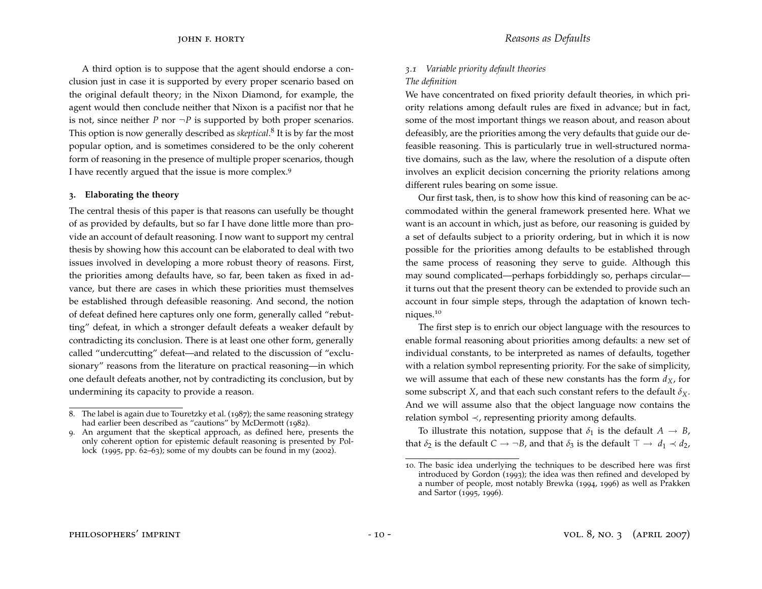A third option is to suppose that the agent should endorse a conclusion just in case it is supported by every proper scenario based on the original default theory; in the Nixon Diamond, for example, the agent would then conclude neither that Nixon is a pacifist nor that he is not, since neither $P$ nor $\neg P$ is supported by both proper scenarios. This option is now generally described as *skeptical*.[8] It is by far the most popular option, and is sometimes considered to be the only coherent form of reasoning in the presence of multiple proper scenarios, though I have recently argued that the issue is more complex.[9]

## 3. Elaborating the theory

The central thesis of this paper is that reasons can usefully be thought of as provided by defaults, but so far I have done little more than provide an account of default reasoning. I now want to support my central thesis by showing how this account can be elaborated to deal with two issues involved in developing a more robust theory of reasons. First, the priorities among defaults have, so far, been taken as fixed in advance, but there are cases in which these priorities must themselves be established through defeasible reasoning. And second, the notion of defeat defined here captures only one form, generally called "rebutting" defeat, in which a stronger default defeats a weaker default by contradicting its conclusion. There is at least one other form, generally called "undercutting" defeat—and related to the discussion of "exclusionary" reasons from the literature on practical reasoning—in which one default defeats another, not by contradicting its conclusion, but by undermining its capacity to provide a reason.

8. The label is again due to Touretzky et al. (1987); the same reasoning strategy had earlier been described as "cautions" by McDermott (1982).

9. An argument that the skeptical approach, as defined here, presents the only coherent option for epistemic default reasoning is presented by Pollock (1995, pp. 62–63); some of my doubts can be found in my (2002).

### *3.1 Variable priority default theories*

*The definition*

We have concentrated on fixed priority default theories, in which priority relations among default rules are fixed in advance; but in fact, some of the most important things we reason about, and reason about defeasibly, are the priorities among the very defaults that guide our defeasible reasoning. This is particularly true in well-structured normative domains, such as the law, where the resolution of a dispute often involves an explicit decision concerning the priority relations among different rules bearing on some issue.

Our first task, then, is to show how this kind of reasoning can be accommodated within the general framework presented here. What we want is an account in which, just as before, our reasoning is guided by a set of defaults subject to a priority ordering, but in which it is now possible for the priorities among defaults to be established through the same process of reasoning they serve to guide. Although this may sound complicated—perhaps forbiddingly so, perhaps circular—it turns out that the present theory can be extended to provide such an account in four simple steps, through the adaptation of known techniques.[10]

The first step is to enrich our object language with the resources to enable formal reasoning about priorities among defaults: a new set of individual constants, to be interpreted as names of defaults, together with a relation symbol representing priority. For the sake of simplicity, we will assume that each of these new constants has the form $d_X$, for some subscript $X$, and that each such constant refers to the default $\delta_X$. And we will assume also that the object language now contains the relation symbol $\prec$, representing priority among defaults.

To illustrate this notation, suppose that $\delta_1$ is the default $A \rightarrow B$, that $\delta_2$ is the default $C \rightarrow \neg B$, and that $\delta_3$ is the default $\top \rightarrow d_1 \prec d_2$,

10. The basic idea underlying the techniques to be described here was first introduced by Gordon (1993); the idea was then refined and developed by a number of people, most notably Brewka (1994, 1996) as well as Prakken and Sartor (1995, 1996).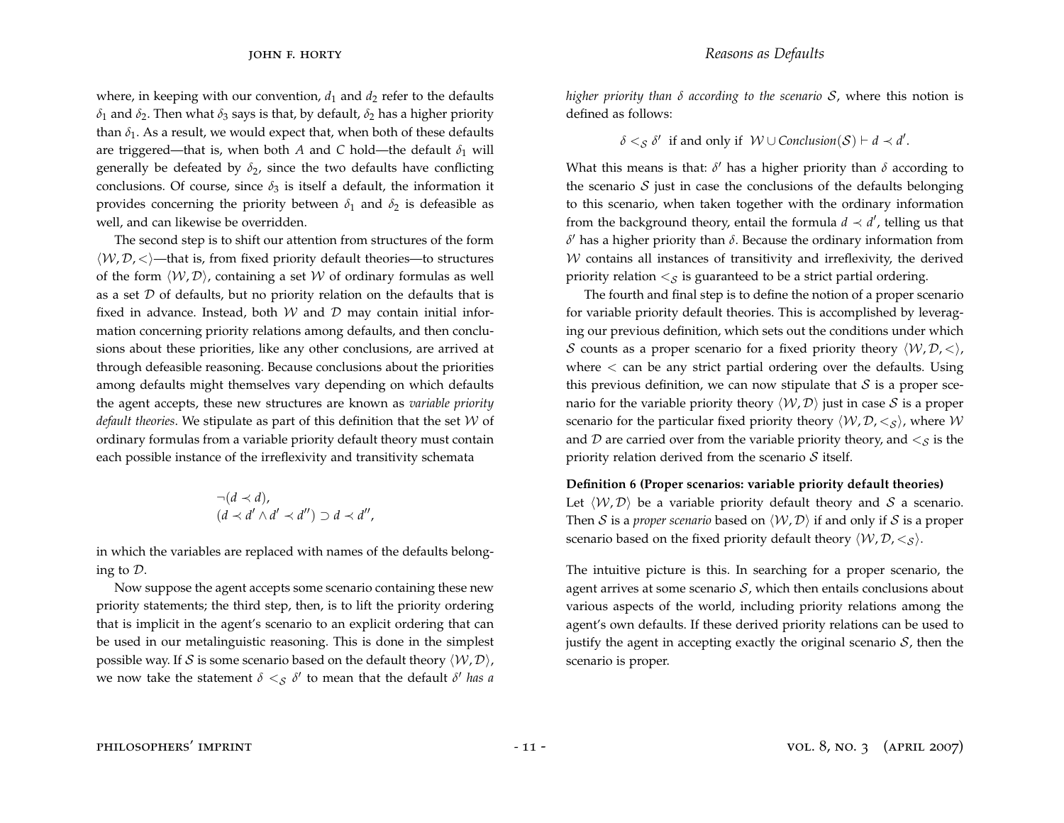where, in keeping with our convention, $d_1$ and $d_2$ refer to the defaults $\delta_1$ and $\delta_2$. Then what $\delta_3$ says is that, by default, $\delta_2$ has a higher priority than $\delta_1$. As a result, we would expect that, when both of these defaults are triggered—that is, when both $A$ and $C$ hold—the default $\delta_1$ will generally be defeated by $\delta_2$, since the two defaults have conflicting conclusions. Of course, since $\delta_3$ is itself a default, the information it provides concerning the priority between $\delta_1$ and $\delta_2$ is defeasible as well, and can likewise be overridden.

The second step is to shift our attention from structures of the form $\langle \mathcal{W}, \mathcal{D}, < \rangle$—that is, from fixed priority default theories—to structures of the form $\langle \mathcal{W}, \mathcal{D} \rangle$, containing a set $\mathcal{W}$ of ordinary formulas as well as a set $\mathcal{D}$ of defaults, but no priority relation on the defaults that is fixed in advance. Instead, both $\mathcal{W}$ and $\mathcal{D}$ may contain initial information concerning priority relations among defaults, and then conclusions about these priorities, like any other conclusions, are arrived at through defeasible reasoning. Because conclusions about the priorities among defaults might themselves vary depending on which defaults the agent accepts, these new structures are known as *variable priority default theories*. We stipulate as part of this definition that the set $\mathcal{W}$ of ordinary formulas from a variable priority default theory must contain each possible instance of the irreflexivity and transitivity schemata

$$\neg(d \prec d),$$
$$(d \prec d' \wedge d' \prec d'') \supset d \prec d'',$$

in which the variables are replaced with names of the defaults belonging to $\mathcal{D}$.

Now suppose the agent accepts some scenario containing these new priority statements; the third step, then, is to lift the priority ordering that is implicit in the agent's scenario to an explicit ordering that can be used in our metalinguistic reasoning. This is done in the simplest possible way. If $\mathcal{S}$ is some scenario based on the default theory $\langle \mathcal{W}, \mathcal{D} \rangle$, we now take the statement $\delta <_{\mathcal{S}} \delta'$ to mean that the default $\delta'$ *has a higher priority than* $\delta$ *according to the scenario* $\mathcal{S}$, where this notion is defined as follows:

$$\delta <_{\mathcal{S}} \delta' \text{ if and only if } \mathcal{W} \cup Conclusion(\mathcal{S}) \vdash d \prec d'.$$

What this means is that: $\delta'$ has a higher priority than $\delta$ according to the scenario $\mathcal{S}$ just in case the conclusions of the defaults belonging to this scenario, when taken together with the ordinary information from the background theory, entail the formula $d \prec d'$, telling us that $\delta'$ has a higher priority than $\delta$. Because the ordinary information from $\mathcal{W}$ contains all instances of transitivity and irreflexivity, the derived priority relation $<_{\mathcal{S}}$ is guaranteed to be a strict partial ordering.

The fourth and final step is to define the notion of a proper scenario for variable priority default theories. This is accomplished by leveraging our previous definition, which sets out the conditions under which $\mathcal{S}$ counts as a proper scenario for a fixed priority theory $\langle \mathcal{W}, \mathcal{D}, < \rangle$, where $<$ can be any strict partial ordering over the defaults. Using this previous definition, we can now stipulate that $\mathcal{S}$ is a proper scenario for the variable priority theory $\langle \mathcal{W}, \mathcal{D} \rangle$ just in case $\mathcal{S}$ is a proper scenario for the particular fixed priority theory $\langle \mathcal{W}, \mathcal{D}, <_{\mathcal{S}} \rangle$, where $\mathcal{W}$ and $\mathcal{D}$ are carried over from the variable priority theory, and $<_{\mathcal{S}}$ is the priority relation derived from the scenario $\mathcal{S}$ itself.

**Definition 6 (Proper scenarios: variable priority default theories)** Let $\langle \mathcal{W}, \mathcal{D} \rangle$ be a variable priority default theory and $\mathcal{S}$ a scenario. Then $\mathcal{S}$ is a *proper scenario* based on $\langle \mathcal{W}, \mathcal{D} \rangle$ if and only if $\mathcal{S}$ is a proper scenario based on the fixed priority default theory $\langle \mathcal{W}, \mathcal{D}, <_{\mathcal{S}} \rangle$.

The intuitive picture is this. In searching for a proper scenario, the agent arrives at some scenario $\mathcal{S}$, which then entails conclusions about various aspects of the world, including priority relations among the agent's own defaults. If these derived priority relations can be used to justify the agent in accepting exactly the original scenario $\mathcal{S}$, then the scenario is proper.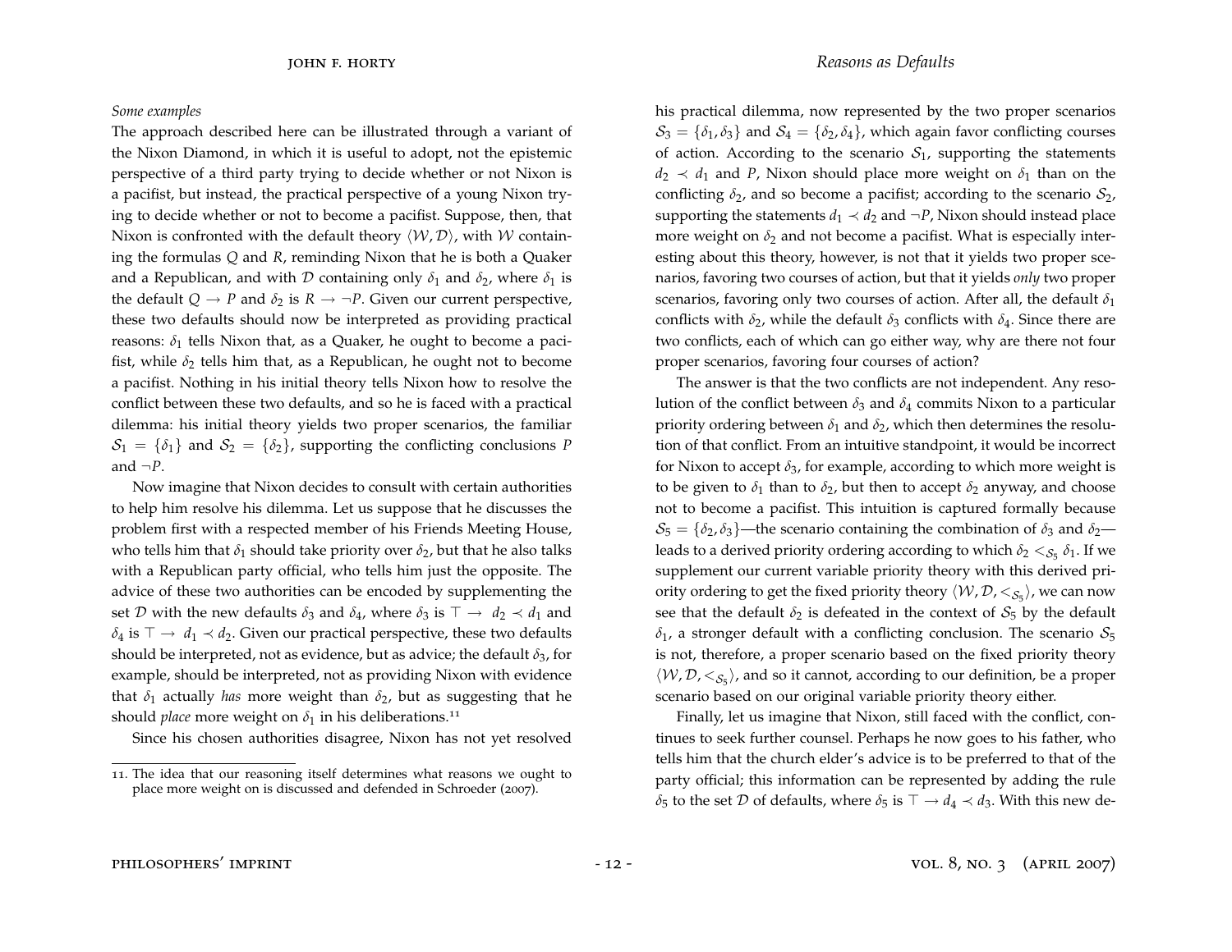*Some examples*

The approach described here can be illustrated through a variant of the Nixon Diamond, in which it is useful to adopt, not the epistemic perspective of a third party trying to decide whether or not Nixon is a pacifist, but instead, the practical perspective of a young Nixon trying to decide whether or not to become a pacifist. Suppose, then, that Nixon is confronted with the default theory $\langle \mathcal{W}, \mathcal{D} \rangle$, with $\mathcal{W}$ containing the formulas $Q$ and $R$, reminding Nixon that he is both a Quaker and a Republican, and with $\mathcal{D}$ containing only $\delta_1$ and $\delta_2$, where $\delta_1$ is the default $Q \rightarrow P$ and $\delta_2$ is $R \rightarrow \neg P$. Given our current perspective, these two defaults should now be interpreted as providing practical reasons: $\delta_1$ tells Nixon that, as a Quaker, he ought to become a pacifist, while $\delta_2$ tells him that, as a Republican, he ought not to become a pacifist. Nothing in his initial theory tells Nixon how to resolve the conflict between these two defaults, and so he is faced with a practical dilemma: his initial theory yields two proper scenarios, the familiar $\mathcal{S}_1 = \{\delta_1\}$ and $\mathcal{S}_2 = \{\delta_2\}$, supporting the conflicting conclusions $P$ and $\neg P$.

Now imagine that Nixon decides to consult with certain authorities to help him resolve his dilemma. Let us suppose that he discusses the problem first with a respected member of his Friends Meeting House, who tells him that $\delta_1$ should take priority over $\delta_2$, but that he also talks with a Republican party official, who tells him just the opposite. The advice of these two authorities can be encoded by supplementing the set $\mathcal{D}$ with the new defaults $\delta_3$ and $\delta_4$, where $\delta_3$ is $\top \rightarrow d_2 \prec d_1$ and $\delta_4$ is $\top \rightarrow d_1 \prec d_2$. Given our practical perspective, these two defaults should be interpreted, not as evidence, but as advice; the default $\delta_3$, for example, should be interpreted, not as providing Nixon with evidence that $\delta_1$ actually *has* more weight than $\delta_2$, but as suggesting that he should *place* more weight on $\delta_1$ in his deliberations.[11]

Since his chosen authorities disagree, Nixon has not yet resolved his practical dilemma, now represented by the two proper scenarios $\mathcal{S}_3 = \{\delta_1, \delta_3\}$ and $\mathcal{S}_4 = \{\delta_2, \delta_4\}$, which again favor conflicting courses of action. According to the scenario $\mathcal{S}_1$, supporting the statements $d_2 \prec d_1$ and $P$, Nixon should place more weight on $\delta_1$ than on the conflicting $\delta_2$, and so become a pacifist; according to the scenario $\mathcal{S}_2$, supporting the statements $d_1 \prec d_2$ and $\neg P$, Nixon should instead place more weight on $\delta_2$ and not become a pacifist. What is especially interesting about this theory, however, is not that it yields two proper scenarios, favoring two courses of action, but that it yields *only* two proper scenarios, favoring only two courses of action. After all, the default $\delta_1$ conflicts with $\delta_2$, while the default $\delta_3$ conflicts with $\delta_4$. Since there are two conflicts, each of which can go either way, why are there not four proper scenarios, favoring four courses of action?

The answer is that the two conflicts are not independent. Any resolution of the conflict between $\delta_3$ and $\delta_4$ commits Nixon to a particular priority ordering between $\delta_1$ and $\delta_2$, which then determines the resolution of that conflict. From an intuitive standpoint, it would be incorrect for Nixon to accept $\delta_3$, for example, according to which more weight is to be given to $\delta_1$ than to $\delta_2$, but then to accept $\delta_2$ anyway, and choose not to become a pacifist. This intuition is captured formally because $\mathcal{S}_5 = \{\delta_2, \delta_3\}$—the scenario containing the combination of $\delta_3$ and $\delta_2$—leads to a derived priority ordering according to which $\delta_2 <_{\mathcal{S}_5} \delta_1$. If we supplement our current variable priority theory with this derived priority ordering to get the fixed priority theory $\langle \mathcal{W}, \mathcal{D}, <_{\mathcal{S}_5} \rangle$, we can now see that the default $\delta_2$ is defeated in the context of $\mathcal{S}_5$ by the default $\delta_1$, a stronger default with a conflicting conclusion. The scenario $\mathcal{S}_5$ is not, therefore, a proper scenario based on the fixed priority theory $\langle \mathcal{W}, \mathcal{D}, <_{\mathcal{S}_5} \rangle$, and so it cannot, according to our definition, be a proper scenario based on our original variable priority theory either.

Finally, let us imagine that Nixon, still faced with the conflict, continues to seek further counsel. Perhaps he now goes to his father, who tells him that the church elder's advice is to be preferred to that of the party official; this information can be represented by adding the rule $\delta_5$ to the set $\mathcal{D}$ of defaults, where $\delta_5$ is $\top \rightarrow d_4 \prec d_3$. With this new de-

11. The idea that our reasoning itself determines what reasons we ought to place more weight on is discussed and defended in Schroeder (2007).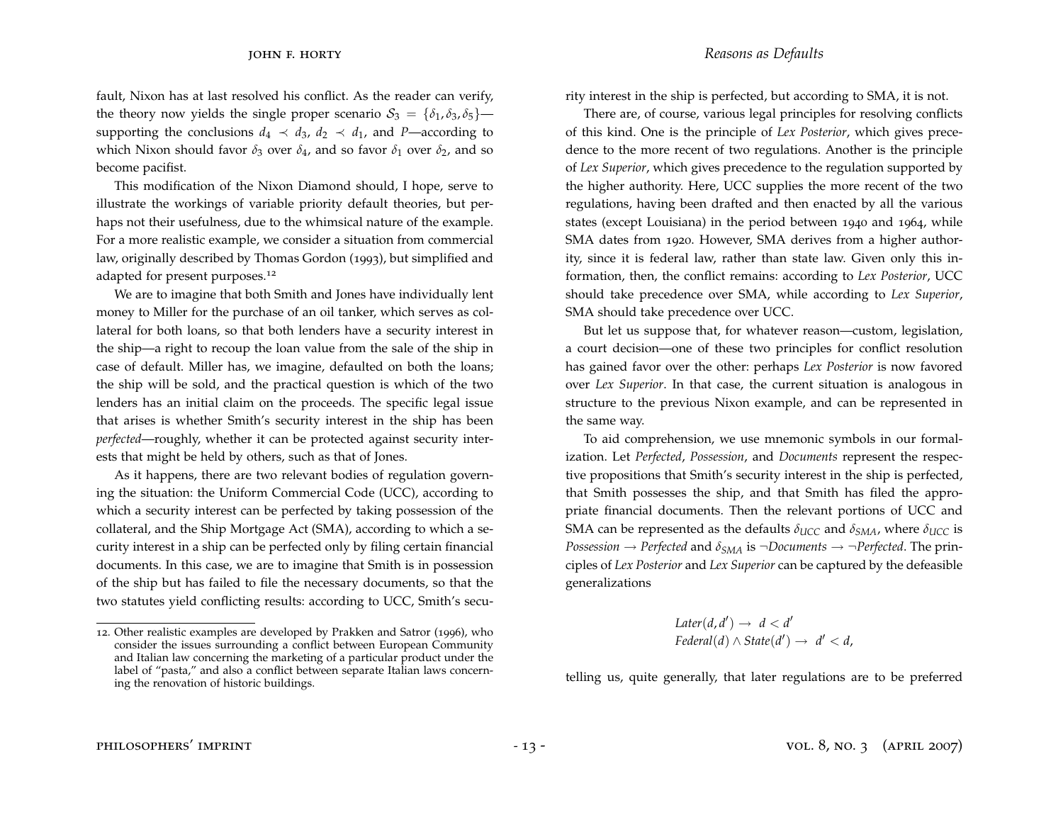fault, Nixon has at last resolved his conflict. As the reader can verify, the theory now yields the single proper scenario $\mathcal{S}_3 = \{\delta_1, \delta_3, \delta_5\}$—supporting the conclusions $d_4 \prec d_3$, $d_2 \prec d_1$, and $P$—according to which Nixon should favor $\delta_3$ over $\delta_4$, and so favor $\delta_1$ over $\delta_2$, and so become pacifist.

This modification of the Nixon Diamond should, I hope, serve to illustrate the workings of variable priority default theories, but perhaps not their usefulness, due to the whimsical nature of the example. For a more realistic example, we consider a situation from commercial law, originally described by Thomas Gordon (1993), but simplified and adapted for present purposes.[12]

We are to imagine that both Smith and Jones have individually lent money to Miller for the purchase of an oil tanker, which serves as collateral for both loans, so that both lenders have a security interest in the ship—a right to recoup the loan value from the sale of the ship in case of default. Miller has, we imagine, defaulted on both the loans; the ship will be sold, and the practical question is which of the two lenders has an initial claim on the proceeds. The specific legal issue that arises is whether Smith's security interest in the ship has been *perfected*—roughly, whether it can be protected against security interests that might be held by others, such as that of Jones.

As it happens, there are two relevant bodies of regulation governing the situation: the Uniform Commercial Code (UCC), according to which a security interest can be perfected by taking possession of the collateral, and the Ship Mortgage Act (SMA), according to which a security interest in a ship can be perfected only by filing certain financial documents. In this case, we are to imagine that Smith is in possession of the ship but has failed to file the necessary documents, so that the two statutes yield conflicting results: according to UCC, Smith's security interest in the ship is perfected, but according to SMA, it is not.

There are, of course, various legal principles for resolving conflicts of this kind. One is the principle of *Lex Posterior*, which gives precedence to the more recent of two regulations. Another is the principle of *Lex Superior*, which gives precedence to the regulation supported by the higher authority. Here, UCC supplies the more recent of the two regulations, having been drafted and then enacted by all the various states (except Louisiana) in the period between 1940 and 1964, while SMA dates from 1920. However, SMA derives from a higher authority, since it is federal law, rather than state law. Given only this information, then, the conflict remains: according to *Lex Posterior*, UCC should take precedence over SMA, while according to *Lex Superior*, SMA should take precedence over UCC.

But let us suppose that, for whatever reason—custom, legislation, a court decision—one of these two principles for conflict resolution has gained favor over the other: perhaps *Lex Posterior* is now favored over *Lex Superior*. In that case, the current situation is analogous in structure to the previous Nixon example, and can be represented in the same way.

To aid comprehension, we use mnemonic symbols in our formalization. Let *Perfected*, *Possession*, and *Documents* represent the respective propositions that Smith's security interest in the ship is perfected, that Smith possesses the ship, and that Smith has filed the appropriate financial documents. Then the relevant portions of UCC and SMA can be represented as the defaults $\delta_{UCC}$ and $\delta_{SMA}$, where $\delta_{UCC}$ is $Possession \rightarrow Perfected$ and $\delta_{SMA}$ is $\neg Documents \rightarrow \neg Perfected$. The principles of *Lex Posterior* and *Lex Superior* can be captured by the defeasible generalizations

$$Later(d, d') \rightarrow \; d < d'$$
$$Federal(d) \wedge State(d') \rightarrow \; d' < d,$$

telling us, quite generally, that later regulations are to be preferred

12. Other realistic examples are developed by Prakken and Satror (1996), who consider the issues surrounding a conflict between European Community and Italian law concerning the marketing of a particular product under the label of "pasta," and also a conflict between separate Italian laws concerning the renovation of historic buildings.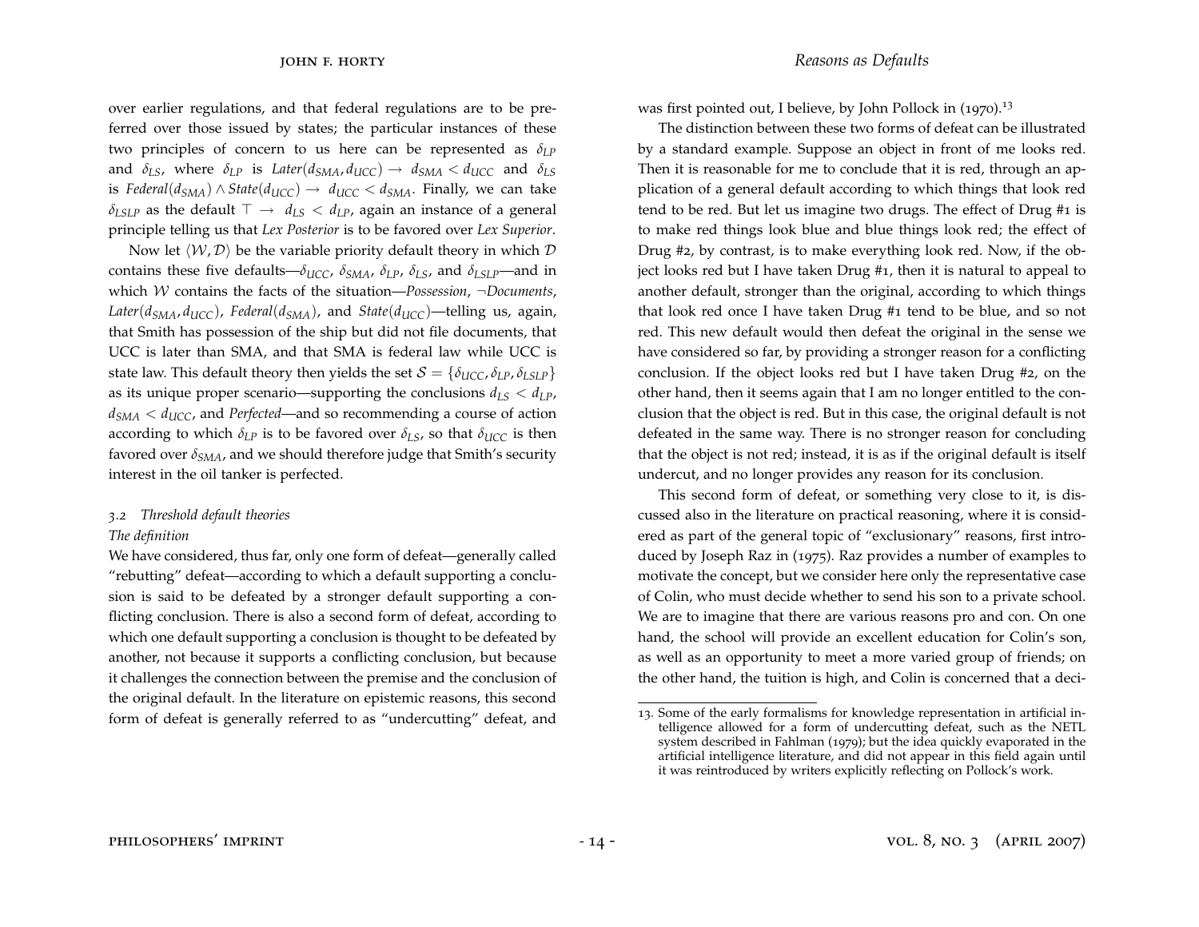over earlier regulations, and that federal regulations are to be preferred over those issued by states; the particular instances of these two principles of concern to us here can be represented as $\delta_{LP}$ and $\delta_{LS}$, where $\delta_{LP}$ is $Later(d_{SMA}, d_{UCC}) \rightarrow d_{SMA} < d_{UCC}$ and $\delta_{LS}$ is $Federal(d_{SMA}) \wedge State(d_{UCC}) \rightarrow d_{UCC} < d_{SMA}$. Finally, we can take $\delta_{LSLP}$ as the default $\top \rightarrow d_{LS} < d_{LP}$, again an instance of a general principle telling us that *Lex Posterior* is to be favored over *Lex Superior*.

Now let $\langle \mathcal{W}, \mathcal{D} \rangle$ be the variable priority default theory in which $\mathcal{D}$ contains these five defaults—$\delta_{UCC}$, $\delta_{SMA}$, $\delta_{LP}$, $\delta_{LS}$, and $\delta_{LSLP}$—and in which $\mathcal{W}$ contains the facts of the situation—*Possession*, $\neg$*Documents*, $Later(d_{SMA}, d_{UCC})$, $Federal(d_{SMA})$, and $State(d_{UCC})$—telling us, again, that Smith has possession of the ship but did not file documents, that UCC is later than SMA, and that SMA is federal law while UCC is state law. This default theory then yields the set $\mathcal{S} = \{\delta_{UCC}, \delta_{LP}, \delta_{LSLP}\}$ as its unique proper scenario—supporting the conclusions $d_{LS} < d_{LP}$, $d_{SMA} < d_{UCC}$, and *Perfected*—and so recommending a course of action according to which $\delta_{LP}$ is to be favored over $\delta_{LS}$, so that $\delta_{UCC}$ is then favored over $\delta_{SMA}$, and we should therefore judge that Smith's security interest in the oil tanker is perfected.

### *3.2 Threshold default theories*

#### *The definition*

We have considered, thus far, only one form of defeat—generally called "rebutting" defeat—according to which a default supporting a conclusion is said to be defeated by a stronger default supporting a conflicting conclusion. There is also a second form of defeat, according to which one default supporting a conclusion is thought to be defeated by another, not because it supports a conflicting conclusion, but because it challenges the connection between the premise and the conclusion of the original default. In the literature on epistemic reasons, this second form of defeat is generally referred to as "undercutting" defeat, and was first pointed out, I believe, by John Pollock in (1970).[13]

The distinction between these two forms of defeat can be illustrated by a standard example. Suppose an object in front of me looks red. Then it is reasonable for me to conclude that it is red, through an application of a general default according to which things that look red tend to be red. But let us imagine two drugs. The effect of Drug #1 is to make red things look blue and blue things look red; the effect of Drug #2, by contrast, is to make everything look red. Now, if the object looks red but I have taken Drug #1, then it is natural to appeal to another default, stronger than the original, according to which things that look red once I have taken Drug #1 tend to be blue, and so not red. This new default would then defeat the original in the sense we have considered so far, by providing a stronger reason for a conflicting conclusion. If the object looks red but I have taken Drug #2, on the other hand, then it seems again that I am no longer entitled to the conclusion that the object is red. But in this case, the original default is not defeated in the same way. There is no stronger reason for concluding that the object is not red; instead, it is as if the original default is itself undercut, and no longer provides any reason for its conclusion.

This second form of defeat, or something very close to it, is discussed also in the literature on practical reasoning, where it is considered as part of the general topic of "exclusionary" reasons, first introduced by Joseph Raz in (1975). Raz provides a number of examples to motivate the concept, but we consider here only the representative case of Colin, who must decide whether to send his son to a private school. We are to imagine that there are various reasons pro and con. On one hand, the school will provide an excellent education for Colin's son, as well as an opportunity to meet a more varied group of friends; on the other hand, the tuition is high, and Colin is concerned that a deci-

13. Some of the early formalisms for knowledge representation in artificial intelligence allowed for a form of undercutting defeat, such as the NETL system described in Fahlman (1979); but the idea quickly evaporated in the artificial intelligence literature, and did not appear in this field again until it was reintroduced by writers explicitly reflecting on Pollock's work.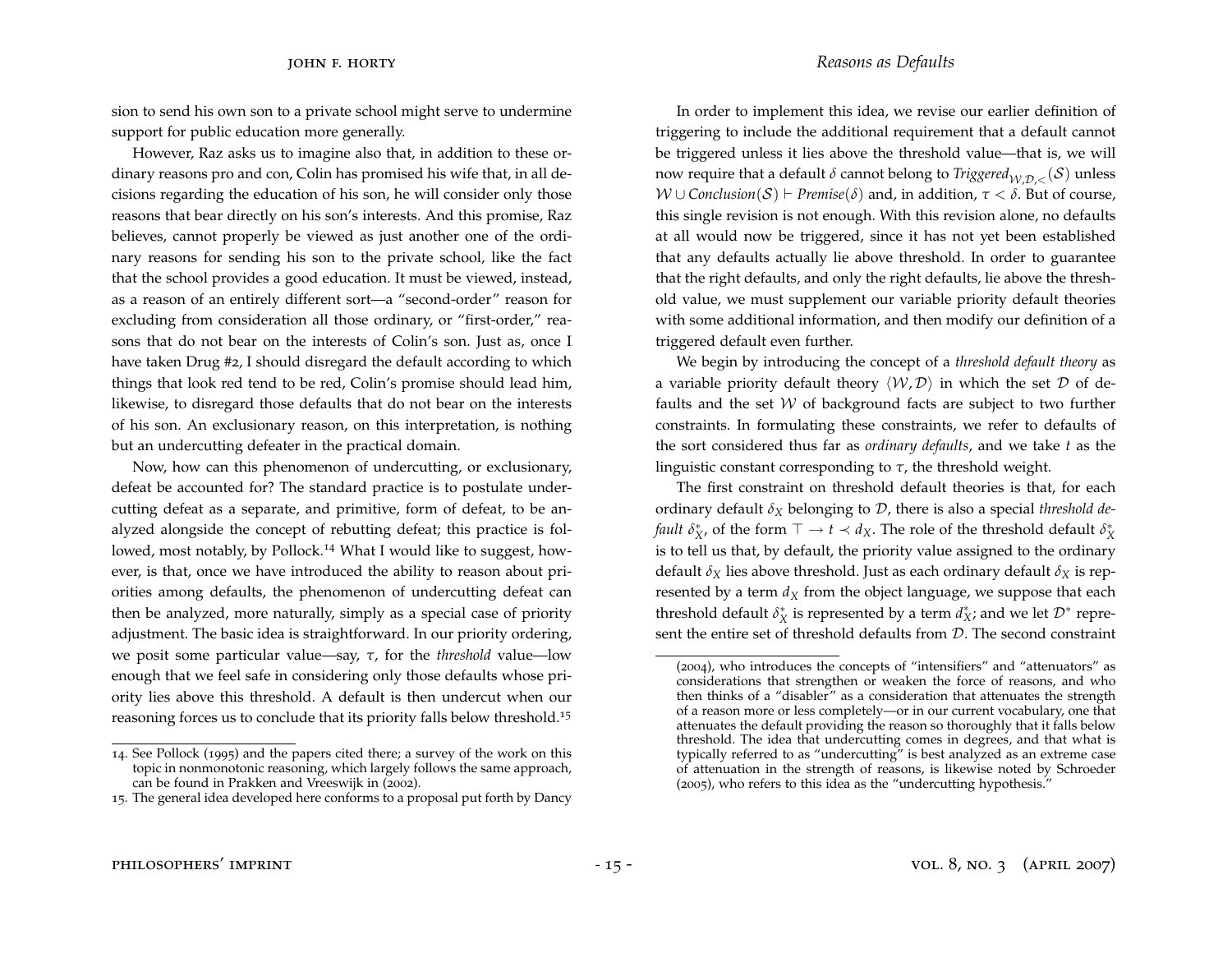sion to send his own son to a private school might serve to undermine support for public education more generally.

However, Raz asks us to imagine also that, in addition to these ordinary reasons pro and con, Colin has promised his wife that, in all decisions regarding the education of his son, he will consider only those reasons that bear directly on his son's interests. And this promise, Raz believes, cannot properly be viewed as just another one of the ordinary reasons for sending his son to the private school, like the fact that the school provides a good education. It must be viewed, instead, as a reason of an entirely different sort—a "second-order" reason for excluding from consideration all those ordinary, or "first-order," reasons that do not bear on the interests of Colin's son. Just as, once I have taken Drug #2, I should disregard the default according to which things that look red tend to be red, Colin's promise should lead him, likewise, to disregard those defaults that do not bear on the interests of his son. An exclusionary reason, on this interpretation, is nothing but an undercutting defeater in the practical domain.

Now, how can this phenomenon of undercutting, or exclusionary, defeat be accounted for? The standard practice is to postulate undercutting defeat as a separate, and primitive, form of defeat, to be analyzed alongside the concept of rebutting defeat; this practice is followed, most notably, by Pollock.[14] What I would like to suggest, however, is that, once we have introduced the ability to reason about priorities among defaults, the phenomenon of undercutting defeat can then be analyzed, more naturally, simply as a special case of priority adjustment. The basic idea is straightforward. In our priority ordering, we posit some particular value—say, $\tau$, for the *threshold* value—low enough that we feel safe in considering only those defaults whose priority lies above this threshold. A default is then undercut when our reasoning forces us to conclude that its priority falls below threshold.[15]

In order to implement this idea, we revise our earlier definition of triggering to include the additional requirement that a default cannot be triggered unless it lies above the threshold value—that is, we will now require that a default $\delta$ cannot belong to $\mathit{Triggered}_{\mathcal{W},\mathcal{D},<}(\mathcal{S})$ unless $\mathcal{W} \cup \mathit{Conclusion}(\mathcal{S}) \vdash \mathit{Premise}(\delta)$ and, in addition, $\tau < \delta$. But of course, this single revision is not enough. With this revision alone, no defaults at all would now be triggered, since it has not yet been established that any defaults actually lie above threshold. In order to guarantee that the right defaults, and only the right defaults, lie above the threshold value, we must supplement our variable priority default theories with some additional information, and then modify our definition of a triggered default even further.

We begin by introducing the concept of a *threshold default theory* as a variable priority default theory $\langle \mathcal{W}, \mathcal{D} \rangle$ in which the set $\mathcal{D}$ of defaults and the set $\mathcal{W}$ of background facts are subject to two further constraints. In formulating these constraints, we refer to defaults of the sort considered thus far as *ordinary defaults*, and we take $t$ as the linguistic constant corresponding to $\tau$, the threshold weight.

The first constraint on threshold default theories is that, for each ordinary default $\delta_X$ belonging to $\mathcal{D}$, there is also a special *threshold default* $\delta^*_X$, of the form $\top \rightarrow t \prec d_X$. The role of the threshold default $\delta^*_X$ is to tell us that, by default, the priority value assigned to the ordinary default $\delta_X$ lies above threshold. Just as each ordinary default $\delta_X$ is represented by a term $d_X$ from the object language, we suppose that each threshold default $\delta^*_X$ is represented by a term $d^*_X$; and we let $\mathcal{D}^*$ represent the entire set of threshold defaults from $\mathcal{D}$. The second constraint

14. See Pollock (1995) and the papers cited there; a survey of the work on this topic in nonmonotonic reasoning, which largely follows the same approach, can be found in Prakken and Vreeswijk in (2002).

15. The general idea developed here conforms to a proposal put forth by Dancy (2004), who introduces the concepts of "intensifiers" and "attenuators" as considerations that strengthen or weaken the force of reasons, and who then thinks of a "disabler" as a consideration that attenuates the strength of a reason more or less completely—or in our current vocabulary, one that attenuates the default providing the reason so thoroughly that it falls below threshold. The idea that undercutting comes in degrees, and that what is typically referred to as "undercutting" is best analyzed as an extreme case of attenuation in the strength of reasons, is likewise noted by Schroeder (2005), who refers to this idea as the "undercutting hypothesis."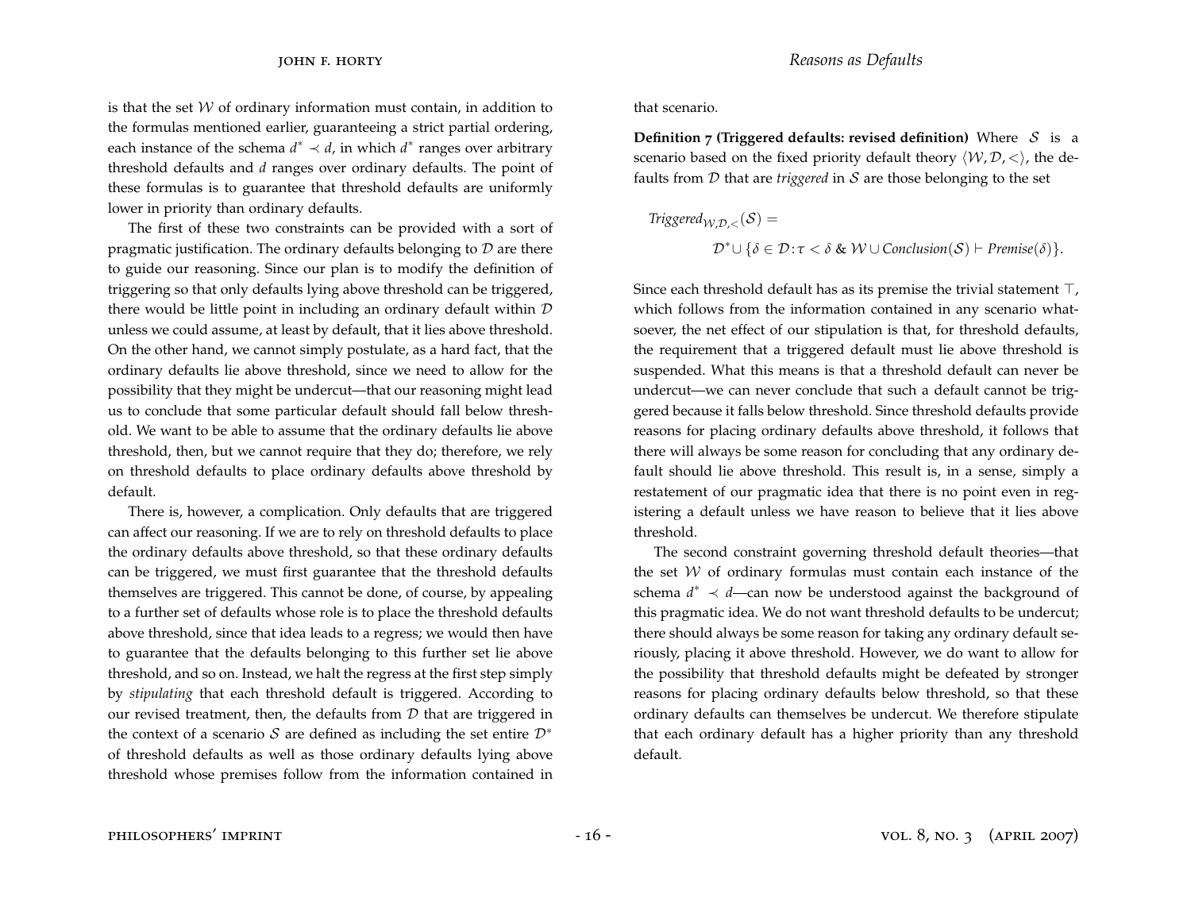is that the set $\mathcal{W}$ of ordinary information must contain, in addition to the formulas mentioned earlier, guaranteeing a strict partial ordering, each instance of the schema $d^* \prec d$, in which $d^*$ ranges over arbitrary threshold defaults and $d$ ranges over ordinary defaults. The point of these formulas is to guarantee that threshold defaults are uniformly lower in priority than ordinary defaults.

The first of these two constraints can be provided with a sort of pragmatic justification. The ordinary defaults belonging to $\mathcal{D}$ are there to guide our reasoning. Since our plan is to modify the definition of triggering so that only defaults lying above threshold can be triggered, there would be little point in including an ordinary default within $\mathcal{D}$ unless we could assume, at least by default, that it lies above threshold. On the other hand, we cannot simply postulate, as a hard fact, that the ordinary defaults lie above threshold, since we need to allow for the possibility that they might be undercut—that our reasoning might lead us to conclude that some particular default should fall below threshold. We want to be able to assume that the ordinary defaults lie above threshold, then, but we cannot require that they do; therefore, we rely on threshold defaults to place ordinary defaults above threshold by default.

There is, however, a complication. Only defaults that are triggered can affect our reasoning. If we are to rely on threshold defaults to place the ordinary defaults above threshold, so that these ordinary defaults can be triggered, we must first guarantee that the threshold defaults themselves are triggered. This cannot be done, of course, by appealing to a further set of defaults whose role is to place the threshold defaults above threshold, since that idea leads to a regress; we would then have to guarantee that the defaults belonging to this further set lie above threshold, and so on. Instead, we halt the regress at the first step simply by *stipulating* that each threshold default is triggered. According to our revised treatment, then, the defaults from $\mathcal{D}$ that are triggered in the context of a scenario $\mathcal{S}$ are defined as including the set entire $\mathcal{D}^*$ of threshold defaults as well as those ordinary defaults lying above threshold whose premises follow from the information contained in that scenario.

**Definition 7 (Triggered defaults: revised definition)** Where $\mathcal{S}$ is a scenario based on the fixed priority default theory $\langle \mathcal{W}, \mathcal{D}, < \rangle$, the defaults from $\mathcal{D}$ that are *triggered* in $\mathcal{S}$ are those belonging to the set

$$\begin{aligned}
&\mathit{Triggered}_{\mathcal{W},\mathcal{D},<}(\mathcal{S}) = \\
&\qquad \mathcal{D}^* \cup \{\delta \in \mathcal{D} : \tau < \delta \;\&\; \mathcal{W} \cup \mathit{Conclusion}(\mathcal{S}) \vdash \mathit{Premise}(\delta)\}.
\end{aligned}$$

Since each threshold default has as its premise the trivial statement $\top$, which follows from the information contained in any scenario whatsoever, the net effect of our stipulation is that, for threshold defaults, the requirement that a triggered default must lie above threshold is suspended. What this means is that a threshold default can never be undercut—we can never conclude that such a default cannot be triggered because it falls below threshold. Since threshold defaults provide reasons for placing ordinary defaults above threshold, it follows that there will always be some reason for concluding that any ordinary default should lie above threshold. This result is, in a sense, simply a restatement of our pragmatic idea that there is no point even in registering a default unless we have reason to believe that it lies above threshold.

The second constraint governing threshold default theories—that the set $\mathcal{W}$ of ordinary formulas must contain each instance of the schema $d^* \prec d$—can now be understood against the background of this pragmatic idea. We do not want threshold defaults to be undercut; there should always be some reason for taking any ordinary default seriously, placing it above threshold. However, we do want to allow for the possibility that threshold defaults might be defeated by stronger reasons for placing ordinary defaults below threshold, so that these ordinary defaults can themselves be undercut. We therefore stipulate that each ordinary default has a higher priority than any threshold default.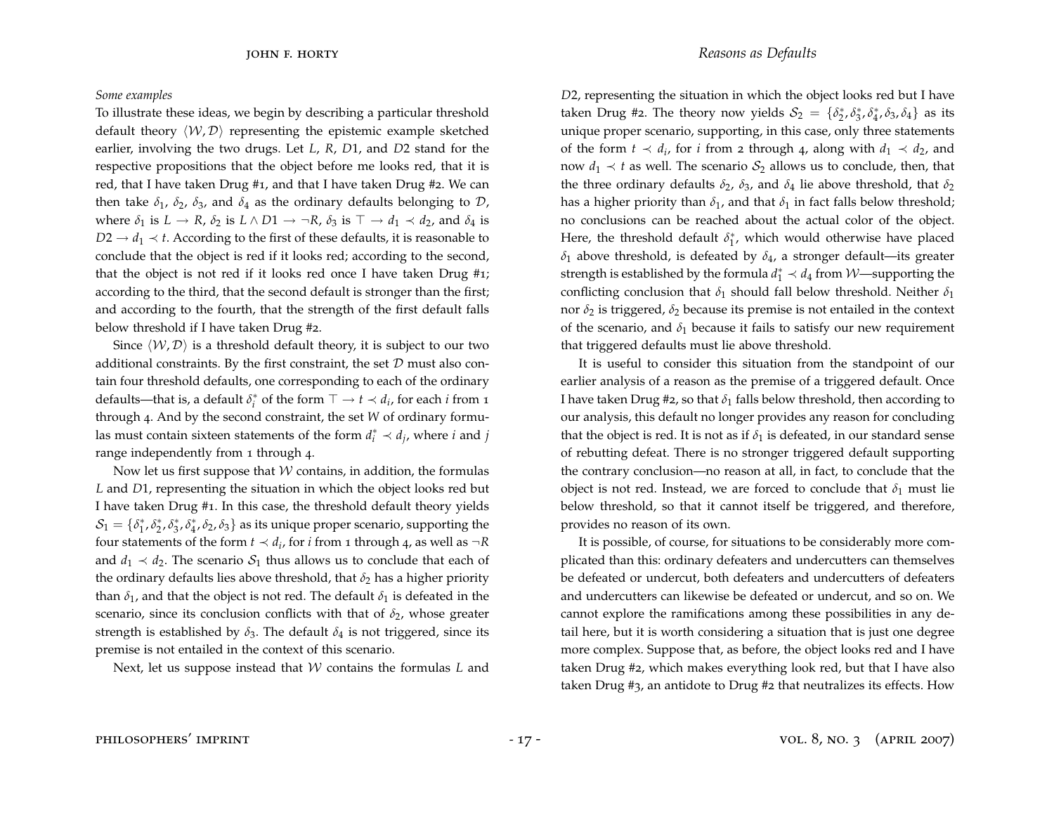*Some examples*

To illustrate these ideas, we begin by describing a particular threshold default theory $\langle \mathcal{W}, \mathcal{D} \rangle$ representing the epistemic example sketched earlier, involving the two drugs. Let $L$, $R$, $D1$, and $D2$ stand for the respective propositions that the object before me looks red, that it is red, that I have taken Drug #1, and that I have taken Drug #2. We can then take $\delta_1$, $\delta_2$, $\delta_3$, and $\delta_4$ as the ordinary defaults belonging to $\mathcal{D}$, where $\delta_1$ is $L \to R$, $\delta_2$ is $L \wedge D1 \to \neg R$, $\delta_3$ is $\top \to d_1 \prec d_2$, and $\delta_4$ is $D2 \to d_1 \prec t$. According to the first of these defaults, it is reasonable to conclude that the object is red if it looks red; according to the second, that the object is not red if it looks red once I have taken Drug #1; according to the third, that the second default is stronger than the first; and according to the fourth, that the strength of the first default falls below threshold if I have taken Drug #2.

Since $\langle \mathcal{W}, \mathcal{D} \rangle$ is a threshold default theory, it is subject to our two additional constraints. By the first constraint, the set $\mathcal{D}$ must also contain four threshold defaults, one corresponding to each of the ordinary defaults—that is, a default $\delta_i^*$ of the form $\top \to t \prec d_i$, for each $i$ from 1 through 4. And by the second constraint, the set $W$ of ordinary formulas must contain sixteen statements of the form $d_i^* \prec d_j$, where $i$ and $j$ range independently from 1 through 4.

Now let us first suppose that $\mathcal{W}$ contains, in addition, the formulas $L$ and $D1$, representing the situation in which the object looks red but I have taken Drug #1. In this case, the threshold default theory yields $\mathcal{S}_1 = \{\delta_1^*, \delta_2^*, \delta_3^*, \delta_4^*, \delta_2, \delta_3\}$ as its unique proper scenario, supporting the four statements of the form $t \prec d_i$, for $i$ from 1 through 4, as well as $\neg R$ and $d_1 \prec d_2$. The scenario $\mathcal{S}_1$ thus allows us to conclude that each of the ordinary defaults lies above threshold, that $\delta_2$ has a higher priority than $\delta_1$, and that the object is not red. The default $\delta_1$ is defeated in the scenario, since its conclusion conflicts with that of $\delta_2$, whose greater strength is established by $\delta_3$. The default $\delta_4$ is not triggered, since its premise is not entailed in the context of this scenario.

Next, let us suppose instead that $\mathcal{W}$ contains the formulas $L$ and $D2$, representing the situation in which the object looks red but I have taken Drug #2. The theory now yields $\mathcal{S}_2 = \{\delta_2^*, \delta_3^*, \delta_4^*, \delta_3, \delta_4\}$ as its unique proper scenario, supporting, in this case, only three statements of the form $t \prec d_i$, for $i$ from 2 through 4, along with $d_1 \prec d_2$, and now $d_1 \prec t$ as well. The scenario $\mathcal{S}_2$ allows us to conclude, then, that the three ordinary defaults $\delta_2$, $\delta_3$, and $\delta_4$ lie above threshold, that $\delta_2$ has a higher priority than $\delta_1$, and that $\delta_1$ in fact falls below threshold; no conclusions can be reached about the actual color of the object. Here, the threshold default $\delta_1^*$, which would otherwise have placed $\delta_1$ above threshold, is defeated by $\delta_4$, a stronger default—its greater strength is established by the formula $d_1^* \prec d_4$ from $\mathcal{W}$—supporting the conflicting conclusion that $\delta_1$ should fall below threshold. Neither $\delta_1$ nor $\delta_2$ is triggered, $\delta_2$ because its premise is not entailed in the context of the scenario, and $\delta_1$ because it fails to satisfy our new requirement that triggered defaults must lie above threshold.

It is useful to consider this situation from the standpoint of our earlier analysis of a reason as the premise of a triggered default. Once I have taken Drug #2, so that $\delta_1$ falls below threshold, then according to our analysis, this default no longer provides any reason for concluding that the object is red. It is not as if $\delta_1$ is defeated, in our standard sense of rebutting defeat. There is no stronger triggered default supporting the contrary conclusion—no reason at all, in fact, to conclude that the object is not red. Instead, we are forced to conclude that $\delta_1$ must lie below threshold, so that it cannot itself be triggered, and therefore, provides no reason of its own.

It is possible, of course, for situations to be considerably more complicated than this: ordinary defeaters and undercutters can themselves be defeated or undercut, both defeaters and undercutters of defeaters and undercutters can likewise be defeated or undercut, and so on. We cannot explore the ramifications among these possibilities in any detail here, but it is worth considering a situation that is just one degree more complex. Suppose that, as before, the object looks red and I have taken Drug #2, which makes everything look red, but that I have also taken Drug #3, an antidote to Drug #2 that neutralizes its effects. How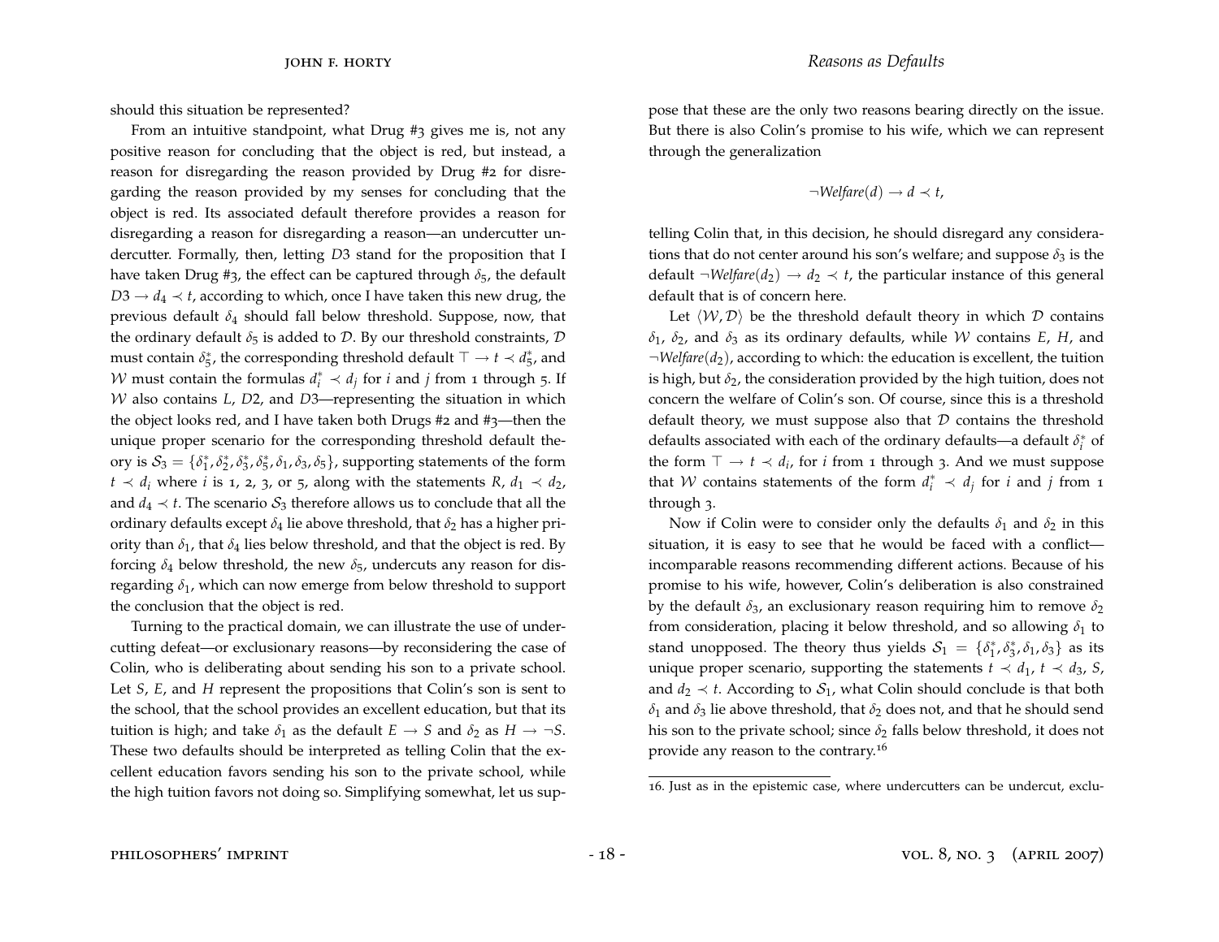should this situation be represented?

From an intuitive standpoint, what Drug #3 gives me is, not any positive reason for concluding that the object is red, but instead, a reason for disregarding the reason provided by Drug #2 for disregarding the reason provided by my senses for concluding that the object is red. Its associated default therefore provides a reason for disregarding a reason for disregarding a reason—an undercutter undercutter. Formally, then, letting $D3$ stand for the proposition that I have taken Drug #3, the effect can be captured through $\delta_5$, the default $D3 \rightarrow d_4 \prec t$, according to which, once I have taken this new drug, the previous default $\delta_4$ should fall below threshold. Suppose, now, that the ordinary default $\delta_5$ is added to $\mathcal{D}$. By our threshold constraints, $\mathcal{D}$ must contain $\delta_5^*$, the corresponding threshold default $\top \rightarrow t \prec d_5^*$, and $\mathcal{W}$ must contain the formulas $d_i^* \prec d_j$ for $i$ and $j$ from 1 through 5. If $\mathcal{W}$ also contains $L$, $D2$, and $D3$—representing the situation in which the object looks red, and I have taken both Drugs #2 and #3—then the unique proper scenario for the corresponding threshold default theory is $\mathcal{S}_3 = \{\delta_1^*, \delta_2^*, \delta_3^*, \delta_5^*, \delta_1, \delta_3, \delta_5\}$, supporting statements of the form $t \prec d_i$ where $i$ is 1, 2, 3, or 5, along with the statements $R$, $d_1 \prec d_2$, and $d_4 \prec t$. The scenario $\mathcal{S}_3$ therefore allows us to conclude that all the ordinary defaults except $\delta_4$ lie above threshold, that $\delta_2$ has a higher priority than $\delta_1$, that $\delta_4$ lies below threshold, and that the object is red. By forcing $\delta_4$ below threshold, the new $\delta_5$, undercuts any reason for disregarding $\delta_1$, which can now emerge from below threshold to support the conclusion that the object is red.

Turning to the practical domain, we can illustrate the use of undercutting defeat—or exclusionary reasons—by reconsidering the case of Colin, who is deliberating about sending his son to a private school. Let $S$, $E$, and $H$ represent the propositions that Colin's son is sent to the school, that the school provides an excellent education, but that its tuition is high; and take $\delta_1$ as the default $E \rightarrow S$ and $\delta_2$ as $H \rightarrow \neg S$. These two defaults should be interpreted as telling Colin that the excellent education favors sending his son to the private school, while the high tuition favors not doing so. Simplifying somewhat, let us suppose that these are the only two reasons bearing directly on the issue. But there is also Colin's promise to his wife, which we can represent through the generalization

$$\neg \mathit{Welfare}(d) \rightarrow d \prec t,$$

telling Colin that, in this decision, he should disregard any considerations that do not center around his son's welfare; and suppose $\delta_3$ is the default $\neg \mathit{Welfare}(d_2) \rightarrow d_2 \prec t$, the particular instance of this general default that is of concern here.

Let $\langle \mathcal{W}, \mathcal{D} \rangle$ be the threshold default theory in which $\mathcal{D}$ contains $\delta_1$, $\delta_2$, and $\delta_3$ as its ordinary defaults, while $\mathcal{W}$ contains $E$, $H$, and $\neg \mathit{Welfare}(d_2)$, according to which: the education is excellent, the tuition is high, but $\delta_2$, the consideration provided by the high tuition, does not concern the welfare of Colin's son. Of course, since this is a threshold default theory, we must suppose also that $\mathcal{D}$ contains the threshold defaults associated with each of the ordinary defaults—a default $\delta_i^*$ of the form $\top \rightarrow t \prec d_i$, for $i$ from 1 through 3. And we must suppose that $\mathcal{W}$ contains statements of the form $d_i^* \prec d_j$ for $i$ and $j$ from 1 through 3.

Now if Colin were to consider only the defaults $\delta_1$ and $\delta_2$ in this situation, it is easy to see that he would be faced with a conflict—incomparable reasons recommending different actions. Because of his promise to his wife, however, Colin's deliberation is also constrained by the default $\delta_3$, an exclusionary reason requiring him to remove $\delta_2$ from consideration, placing it below threshold, and so allowing $\delta_1$ to stand unopposed. The theory thus yields $\mathcal{S}_1 = \{\delta_1^*, \delta_3^*, \delta_1, \delta_3\}$ as its unique proper scenario, supporting the statements $t \prec d_1$, $t \prec d_3$, $S$, and $d_2 \prec t$. According to $\mathcal{S}_1$, what Colin should conclude is that both $\delta_1$ and $\delta_3$ lie above threshold, that $\delta_2$ does not, and that he should send his son to the private school; since $\delta_2$ falls below threshold, it does not provide any reason to the contrary.[16]

---

16. Just as in the epistemic case, where undercutters can be undercut, exclu-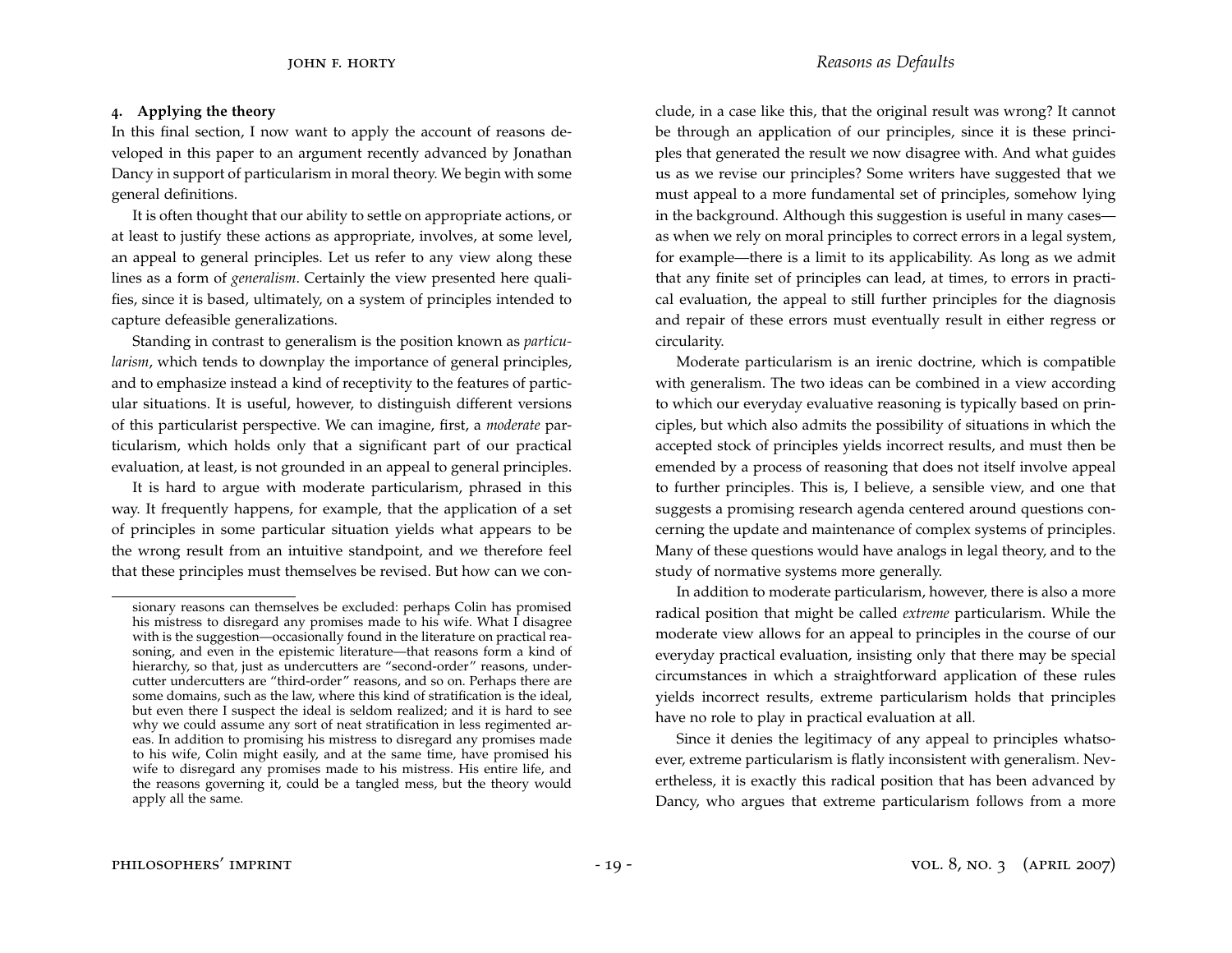#### 4. Applying the theory

In this final section, I now want to apply the account of reasons developed in this paper to an argument recently advanced by Jonathan Dancy in support of particularism in moral theory. We begin with some general definitions.

It is often thought that our ability to settle on appropriate actions, or at least to justify these actions as appropriate, involves, at some level, an appeal to general principles. Let us refer to any view along these lines as a form of *generalism*. Certainly the view presented here qualifies, since it is based, ultimately, on a system of principles intended to capture defeasible generalizations.

Standing in contrast to generalism is the position known as *particularism*, which tends to downplay the importance of general principles, and to emphasize instead a kind of receptivity to the features of particular situations. It is useful, however, to distinguish different versions of this particularist perspective. We can imagine, first, a *moderate* particularism, which holds only that a significant part of our practical evaluation, at least, is not grounded in an appeal to general principles.

It is hard to argue with moderate particularism, phrased in this way. It frequently happens, for example, that the application of a set of principles in some particular situation yields what appears to be the wrong result from an intuitive standpoint, and we therefore feel that these principles must themselves be revised. But how can we conclude, in a case like this, that the original result was wrong? It cannot be through an application of our principles, since it is these principles that generated the result we now disagree with. And what guides us as we revise our principles? Some writers have suggested that we must appeal to a more fundamental set of principles, somehow lying in the background. Although this suggestion is useful in many cases—as when we rely on moral principles to correct errors in a legal system, for example—there is a limit to its applicability. As long as we admit that any finite set of principles can lead, at times, to errors in practical evaluation, the appeal to still further principles for the diagnosis and repair of these errors must eventually result in either regress or circularity.

Moderate particularism is an irenic doctrine, which is compatible with generalism. The two ideas can be combined in a view according to which our everyday evaluative reasoning is typically based on principles, but which also admits the possibility of situations in which the accepted stock of principles yields incorrect results, and must then be emended by a process of reasoning that does not itself involve appeal to further principles. This is, I believe, a sensible view, and one that suggests a promising research agenda centered around questions concerning the update and maintenance of complex systems of principles. Many of these questions would have analogs in legal theory, and to the study of normative systems more generally.

In addition to moderate particularism, however, there is also a more radical position that might be called *extreme* particularism. While the moderate view allows for an appeal to principles in the course of our everyday practical evaluation, insisting only that there may be special circumstances in which a straightforward application of these rules yields incorrect results, extreme particularism holds that principles have no role to play in practical evaluation at all.

Since it denies the legitimacy of any appeal to principles whatsoever, extreme particularism is flatly inconsistent with generalism. Nevertheless, it is exactly this radical position that has been advanced by Dancy, who argues that extreme particularism follows from a more

sionary reasons can themselves be excluded: perhaps Colin has promised his mistress to disregard any promises made to his wife. What I disagree with is the suggestion—occasionally found in the literature on practical reasoning, and even in the epistemic literature—that reasons form a kind of hierarchy, so that, just as undercutters are "second-order" reasons, undercutter undercutters are "third-order" reasons, and so on. Perhaps there are some domains, such as the law, where this kind of stratification is the ideal, but even there I suspect the ideal is seldom realized; and it is hard to see why we could assume any sort of neat stratification in less regimented areas. In addition to promising his mistress to disregard any promises made to his wife, Colin might easily, and at the same time, have promised his wife to disregard any promises made to his mistress. His entire life, and the reasons governing it, could be a tangled mess, but the theory would apply all the same.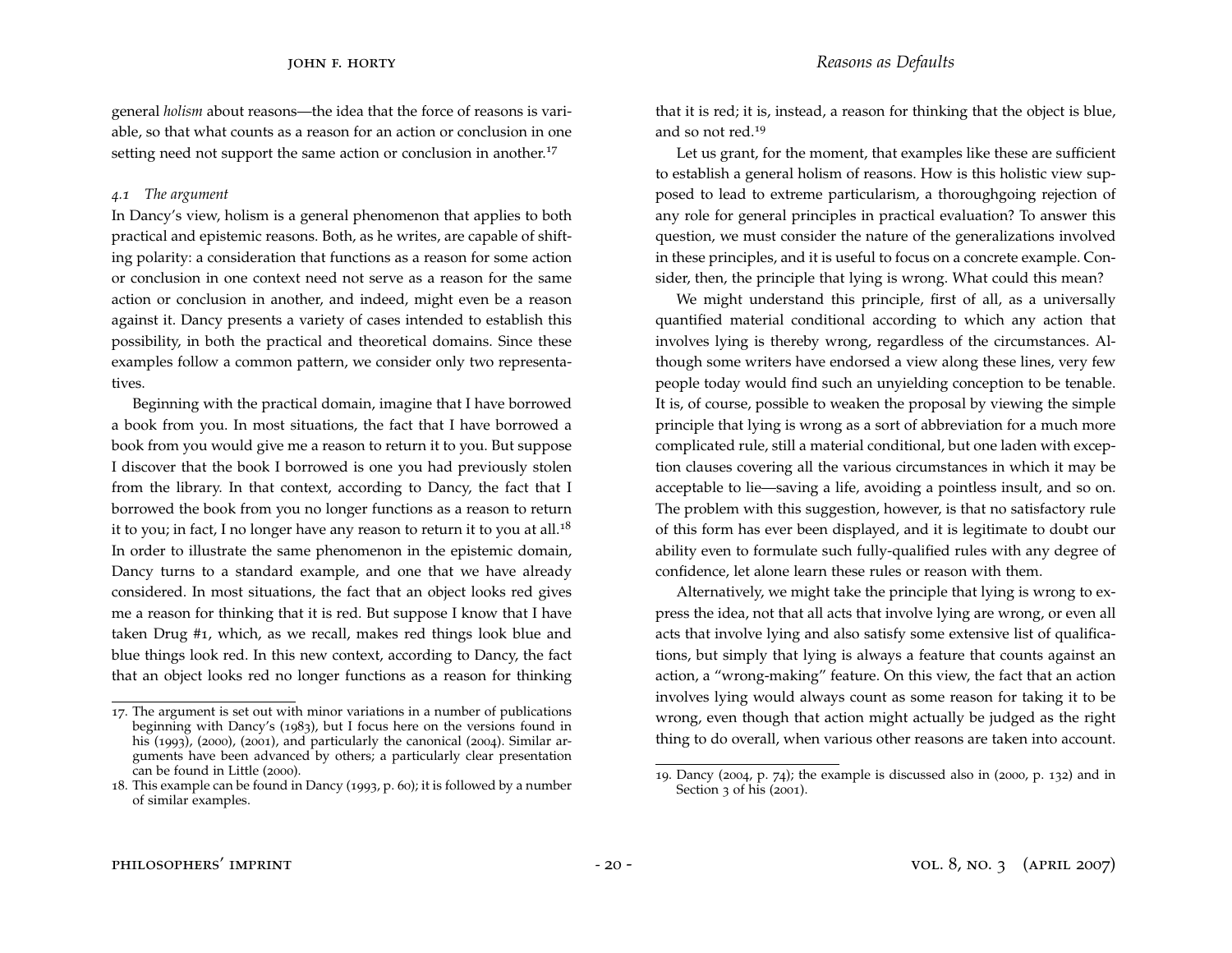general *holism* about reasons—the idea that the force of reasons is variable, so that what counts as a reason for an action or conclusion in one setting need not support the same action or conclusion in another.[17]

#### *4.1 The argument*

In Dancy's view, holism is a general phenomenon that applies to both practical and epistemic reasons. Both, as he writes, are capable of shifting polarity: a consideration that functions as a reason for some action or conclusion in one context need not serve as a reason for the same action or conclusion in another, and indeed, might even be a reason against it. Dancy presents a variety of cases intended to establish this possibility, in both the practical and theoretical domains. Since these examples follow a common pattern, we consider only two representatives.

Beginning with the practical domain, imagine that I have borrowed a book from you. In most situations, the fact that I have borrowed a book from you would give me a reason to return it to you. But suppose I discover that the book I borrowed is one you had previously stolen from the library. In that context, according to Dancy, the fact that I borrowed the book from you no longer functions as a reason to return it to you; in fact, I no longer have any reason to return it to you at all.[18] In order to illustrate the same phenomenon in the epistemic domain, Dancy turns to a standard example, and one that we have already considered. In most situations, the fact that an object looks red gives me a reason for thinking that it is red. But suppose I know that I have taken Drug #1, which, as we recall, makes red things look blue and blue things look red. In this new context, according to Dancy, the fact that an object looks red no longer functions as a reason for thinking that it is red; it is, instead, a reason for thinking that the object is blue, and so not red.[19]

Let us grant, for the moment, that examples like these are sufficient to establish a general holism of reasons. How is this holistic view supposed to lead to extreme particularism, a thoroughgoing rejection of any role for general principles in practical evaluation? To answer this question, we must consider the nature of the generalizations involved in these principles, and it is useful to focus on a concrete example. Consider, then, the principle that lying is wrong. What could this mean?

We might understand this principle, first of all, as a universally quantified material conditional according to which any action that involves lying is thereby wrong, regardless of the circumstances. Although some writers have endorsed a view along these lines, very few people today would find such an unyielding conception to be tenable. It is, of course, possible to weaken the proposal by viewing the simple principle that lying is wrong as a sort of abbreviation for a much more complicated rule, still a material conditional, but one laden with exception clauses covering all the various circumstances in which it may be acceptable to lie—saving a life, avoiding a pointless insult, and so on. The problem with this suggestion, however, is that no satisfactory rule of this form has ever been displayed, and it is legitimate to doubt our ability even to formulate such fully-qualified rules with any degree of confidence, let alone learn these rules or reason with them.

Alternatively, we might take the principle that lying is wrong to express the idea, not that all acts that involve lying are wrong, or even all acts that involve lying and also satisfy some extensive list of qualifications, but simply that lying is always a feature that counts against an action, a "wrong-making" feature. On this view, the fact that an action involves lying would always count as some reason for taking it to be wrong, even though that action might actually be judged as the right thing to do overall, when various other reasons are taken into account.

17. The argument is set out with minor variations in a number of publications beginning with Dancy's (1983), but I focus here on the versions found in his (1993), (2000), (2001), and particularly the canonical (2004). Similar arguments have been advanced by others; a particularly clear presentation can be found in Little (2000).

18. This example can be found in Dancy (1993, p. 60); it is followed by a number of similar examples.

19. Dancy (2004, p. 74); the example is discussed also in (2000, p. 132) and in Section 3 of his (2001).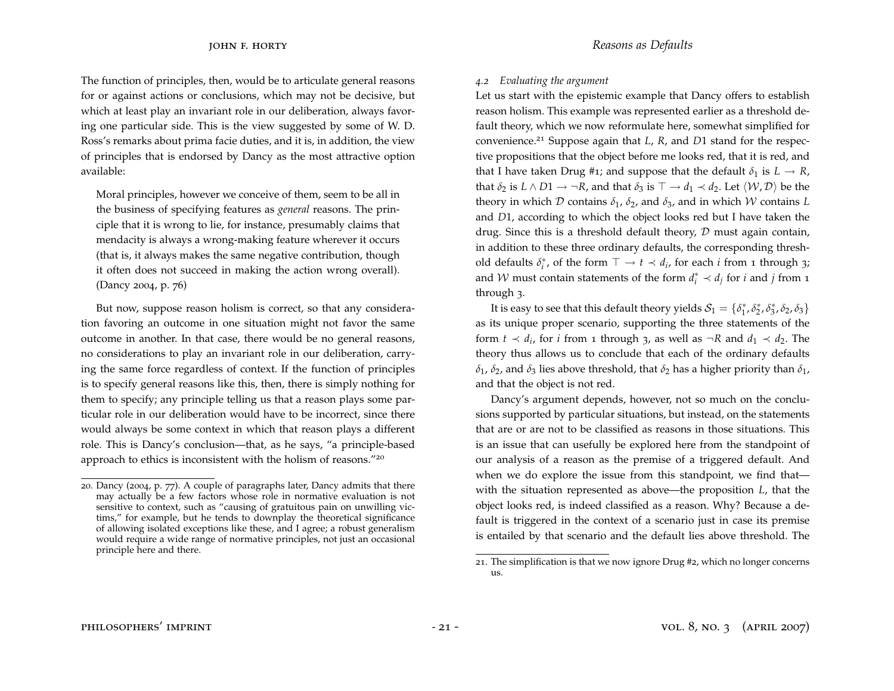The function of principles, then, would be to articulate general reasons for or against actions or conclusions, which may not be decisive, but which at least play an invariant role in our deliberation, always favoring one particular side. This is the view suggested by some of W. D. Ross's remarks about prima facie duties, and it is, in addition, the view of principles that is endorsed by Dancy as the most attractive option available:

> Moral principles, however we conceive of them, seem to be all in the business of specifying features as *general* reasons. The principle that it is wrong to lie, for instance, presumably claims that mendacity is always a wrong-making feature wherever it occurs (that is, it always makes the same negative contribution, though it often does not succeed in making the action wrong overall). (Dancy 2004, p. 76)

But now, suppose reason holism is correct, so that any consideration favoring an outcome in one situation might not favor the same outcome in another. In that case, there would be no general reasons, no considerations to play an invariant role in our deliberation, carrying the same force regardless of context. If the function of principles is to specify general reasons like this, then, there is simply nothing for them to specify; any principle telling us that a reason plays some particular role in our deliberation would have to be incorrect, since there would always be some context in which that reason plays a different role. This is Dancy's conclusion—that, as he says, "a principle-based approach to ethics is inconsistent with the holism of reasons."[20]

### 4.2 *Evaluating the argument*

Let us start with the epistemic example that Dancy offers to establish reason holism. This example was represented earlier as a threshold default theory, which we now reformulate here, somewhat simplified for convenience.[21] Suppose again that $L$, $R$, and $D1$ stand for the respective propositions that the object before me looks red, that it is red, and that I have taken Drug #1; and suppose that the default $\delta_1$ is $L \rightarrow R$, that $\delta_2$ is $L \wedge D1 \rightarrow \neg R$, and that $\delta_3$ is $\top \rightarrow d_1 \prec d_2$. Let $\langle \mathcal{W}, \mathcal{D} \rangle$ be the theory in which $\mathcal{D}$ contains $\delta_1$, $\delta_2$, and $\delta_3$, and in which $\mathcal{W}$ contains $L$ and $D1$, according to which the object looks red but I have taken the drug. Since this is a threshold default theory, $\mathcal{D}$ must again contain, in addition to these three ordinary defaults, the corresponding threshold defaults $\delta_i^*$, of the form $\top \rightarrow t \prec d_i$, for each $i$ from 1 through 3; and $\mathcal{W}$ must contain statements of the form $d_i^* \prec d_j$ for $i$ and $j$ from 1 through 3.

It is easy to see that this default theory yields $\mathcal{S}_1 = \{\delta_1^*, \delta_2^*, \delta_3^*, \delta_2, \delta_3\}$ as its unique proper scenario, supporting the three statements of the form $t \prec d_i$, for $i$ from 1 through 3, as well as $\neg R$ and $d_1 \prec d_2$. The theory thus allows us to conclude that each of the ordinary defaults $\delta_1$, $\delta_2$, and $\delta_3$ lies above threshold, that $\delta_2$ has a higher priority than $\delta_1$, and that the object is not red.

Dancy's argument depends, however, not so much on the conclusions supported by particular situations, but instead, on the statements that are or are not to be classified as reasons in those situations. This is an issue that can usefully be explored here from the standpoint of our analysis of a reason as the premise of a triggered default. And when we do explore the issue from this standpoint, we find that—with the situation represented as above—the proposition $L$, that the object looks red, is indeed classified as a reason. Why? Because a default is triggered in the context of a scenario just in case its premise is entailed by that scenario and the default lies above threshold. The

---

20. Dancy (2004, p. 77). A couple of paragraphs later, Dancy admits that there may actually be a few factors whose role in normative evaluation is not sensitive to context, such as "causing of gratuitous pain on unwilling victims," for example, but he tends to downplay the theoretical significance of allowing isolated exceptions like these, and I agree; a robust generalism would require a wide range of normative principles, not just an occasional principle here and there.

21. The simplification is that we now ignore Drug #2, which no longer concerns us.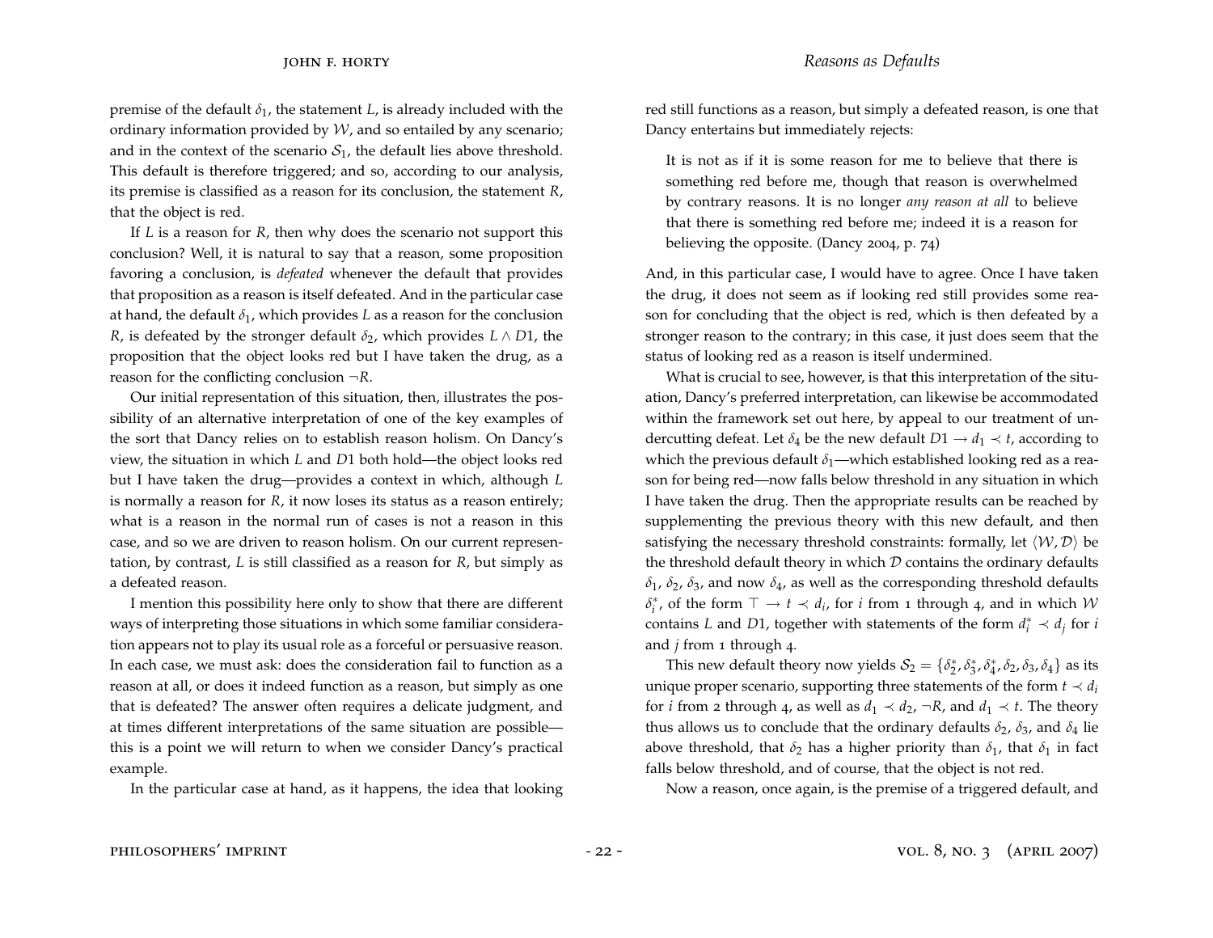premise of the default $\delta_1$, the statement $L$, is already included with the ordinary information provided by $\mathcal{W}$, and so entailed by any scenario; and in the context of the scenario $\mathcal{S}_1$, the default lies above threshold. This default is therefore triggered; and so, according to our analysis, its premise is classified as a reason for its conclusion, the statement $R$, that the object is red.

If $L$ is a reason for $R$, then why does the scenario not support this conclusion? Well, it is natural to say that a reason, some proposition favoring a conclusion, is *defeated* whenever the default that provides that proposition as a reason is itself defeated. And in the particular case at hand, the default $\delta_1$, which provides $L$ as a reason for the conclusion $R$, is defeated by the stronger default $\delta_2$, which provides $L \wedge D1$, the proposition that the object looks red but I have taken the drug, as a reason for the conflicting conclusion $\neg R$.

Our initial representation of this situation, then, illustrates the possibility of an alternative interpretation of one of the key examples of the sort that Dancy relies on to establish reason holism. On Dancy's view, the situation in which $L$ and $D1$ both hold—the object looks red but I have taken the drug—provides a context in which, although $L$ is normally a reason for $R$, it now loses its status as a reason entirely; what is a reason in the normal run of cases is not a reason in this case, and so we are driven to reason holism. On our current representation, by contrast, $L$ is still classified as a reason for $R$, but simply as a defeated reason.

I mention this possibility here only to show that there are different ways of interpreting those situations in which some familiar consideration appears not to play its usual role as a forceful or persuasive reason. In each case, we must ask: does the consideration fail to function as a reason at all, or does it indeed function as a reason, but simply as one that is defeated? The answer often requires a delicate judgment, and at times different interpretations of the same situation are possible—this is a point we will return to when we consider Dancy's practical example.

In the particular case at hand, as it happens, the idea that looking red still functions as a reason, but simply a defeated reason, is one that Dancy entertains but immediately rejects:

> It is not as if it is some reason for me to believe that there is something red before me, though that reason is overwhelmed by contrary reasons. It is no longer *any reason at all* to believe that there is something red before me; indeed it is a reason for believing the opposite. (Dancy 2004, p. 74)

And, in this particular case, I would have to agree. Once I have taken the drug, it does not seem as if looking red still provides some reason for concluding that the object is red, which is then defeated by a stronger reason to the contrary; in this case, it just does seem that the status of looking red as a reason is itself undermined.

What is crucial to see, however, is that this interpretation of the situation, Dancy's preferred interpretation, can likewise be accommodated within the framework set out here, by appeal to our treatment of undercutting defeat. Let $\delta_4$ be the new default $D1 \rightarrow d_1 \prec t$, according to which the previous default $\delta_1$—which established looking red as a reason for being red—now falls below threshold in any situation in which I have taken the drug. Then the appropriate results can be reached by supplementing the previous theory with this new default, and then satisfying the necessary threshold constraints: formally, let $\langle \mathcal{W}, \mathcal{D} \rangle$ be the threshold default theory in which $\mathcal{D}$ contains the ordinary defaults $\delta_1$, $\delta_2$, $\delta_3$, and now $\delta_4$, as well as the corresponding threshold defaults $\delta_i^*$, of the form $\top \rightarrow t \prec d_i$, for $i$ from 1 through 4, and in which $\mathcal{W}$ contains $L$ and $D1$, together with statements of the form $d_i^* \prec d_j$ for $i$ and $j$ from 1 through 4.

This new default theory now yields $\mathcal{S}_2 = \{\delta_2^*, \delta_3^*, \delta_4^*, \delta_2, \delta_3, \delta_4\}$ as its unique proper scenario, supporting three statements of the form $t \prec d_i$ for $i$ from 2 through 4, as well as $d_1 \prec d_2$, $\neg R$, and $d_1 \prec t$. The theory thus allows us to conclude that the ordinary defaults $\delta_2$, $\delta_3$, and $\delta_4$ lie above threshold, that $\delta_2$ has a higher priority than $\delta_1$, that $\delta_1$ in fact falls below threshold, and of course, that the object is not red.

Now a reason, once again, is the premise of a triggered default, and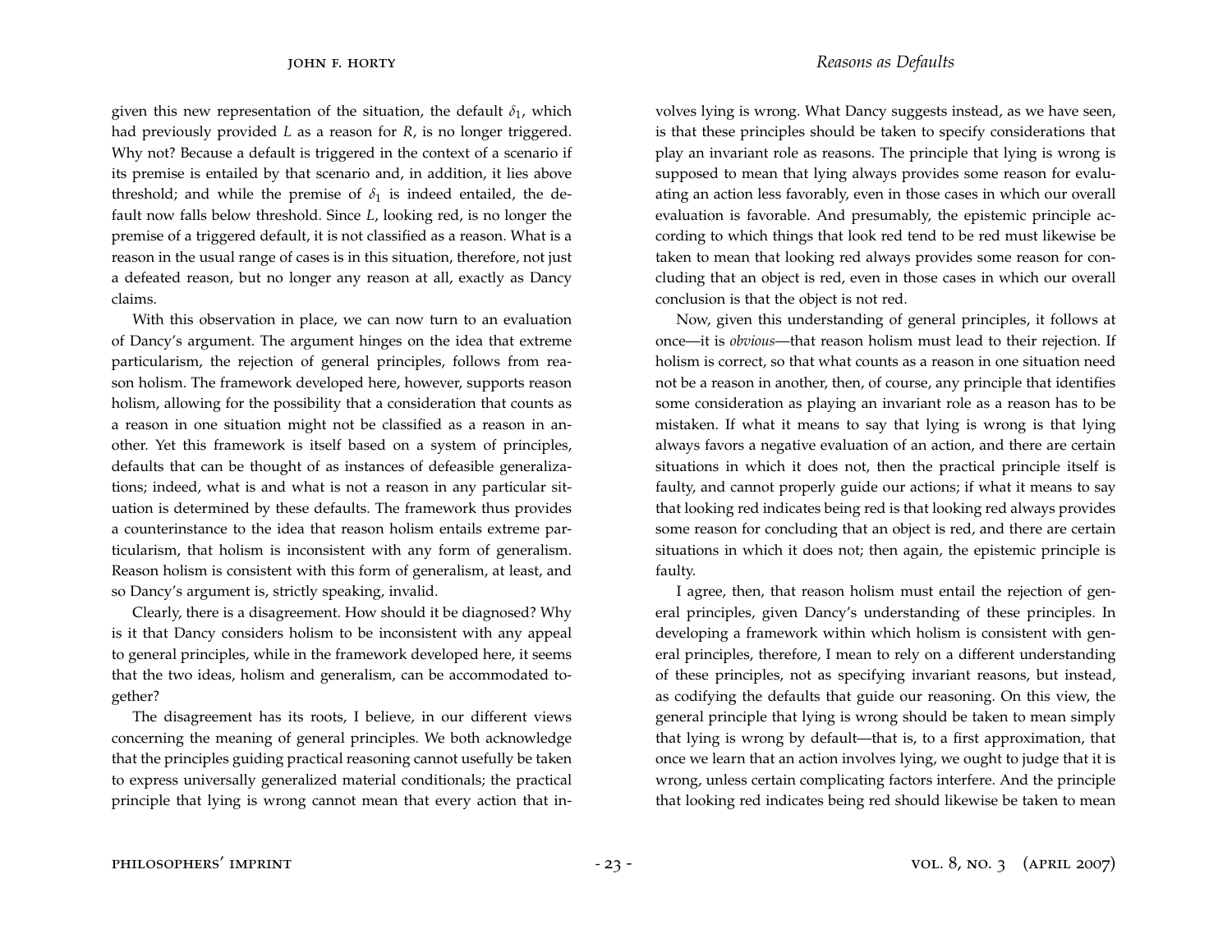given this new representation of the situation, the default $\delta_1$, which had previously provided $L$ as a reason for $R$, is no longer triggered. Why not? Because a default is triggered in the context of a scenario if its premise is entailed by that scenario and, in addition, it lies above threshold; and while the premise of $\delta_1$ is indeed entailed, the default now falls below threshold. Since $L$, looking red, is no longer the premise of a triggered default, it is not classified as a reason. What is a reason in the usual range of cases is in this situation, therefore, not just a defeated reason, but no longer any reason at all, exactly as Dancy claims.

With this observation in place, we can now turn to an evaluation of Dancy's argument. The argument hinges on the idea that extreme particularism, the rejection of general principles, follows from reason holism. The framework developed here, however, supports reason holism, allowing for the possibility that a consideration that counts as a reason in one situation might not be classified as a reason in another. Yet this framework is itself based on a system of principles, defaults that can be thought of as instances of defeasible generalizations; indeed, what is and what is not a reason in any particular situation is determined by these defaults. The framework thus provides a counterinstance to the idea that reason holism entails extreme particularism, that holism is inconsistent with any form of generalism. Reason holism is consistent with this form of generalism, at least, and so Dancy's argument is, strictly speaking, invalid.

Clearly, there is a disagreement. How should it be diagnosed? Why is it that Dancy considers holism to be inconsistent with any appeal to general principles, while in the framework developed here, it seems that the two ideas, holism and generalism, can be accommodated together?

The disagreement has its roots, I believe, in our different views concerning the meaning of general principles. We both acknowledge that the principles guiding practical reasoning cannot usefully be taken to express universally generalized material conditionals; the practical principle that lying is wrong cannot mean that every action that involves lying is wrong. What Dancy suggests instead, as we have seen, is that these principles should be taken to specify considerations that play an invariant role as reasons. The principle that lying is wrong is supposed to mean that lying always provides some reason for evaluating an action less favorably, even in those cases in which our overall evaluation is favorable. And presumably, the epistemic principle according to which things that look red tend to be red must likewise be taken to mean that looking red always provides some reason for concluding that an object is red, even in those cases in which our overall conclusion is that the object is not red.

Now, given this understanding of general principles, it follows at once—it is *obvious*—that reason holism must lead to their rejection. If holism is correct, so that what counts as a reason in one situation need not be a reason in another, then, of course, any principle that identifies some consideration as playing an invariant role as a reason has to be mistaken. If what it means to say that lying is wrong is that lying always favors a negative evaluation of an action, and there are certain situations in which it does not, then the practical principle itself is faulty, and cannot properly guide our actions; if what it means to say that looking red indicates being red is that looking red always provides some reason for concluding that an object is red, and there are certain situations in which it does not; then again, the epistemic principle is faulty.

I agree, then, that reason holism must entail the rejection of general principles, given Dancy's understanding of these principles. In developing a framework within which holism is consistent with general principles, therefore, I mean to rely on a different understanding of these principles, not as specifying invariant reasons, but instead, as codifying the defaults that guide our reasoning. On this view, the general principle that lying is wrong should be taken to mean simply that lying is wrong by default—that is, to a first approximation, that once we learn that an action involves lying, we ought to judge that it is wrong, unless certain complicating factors interfere. And the principle that looking red indicates being red should likewise be taken to mean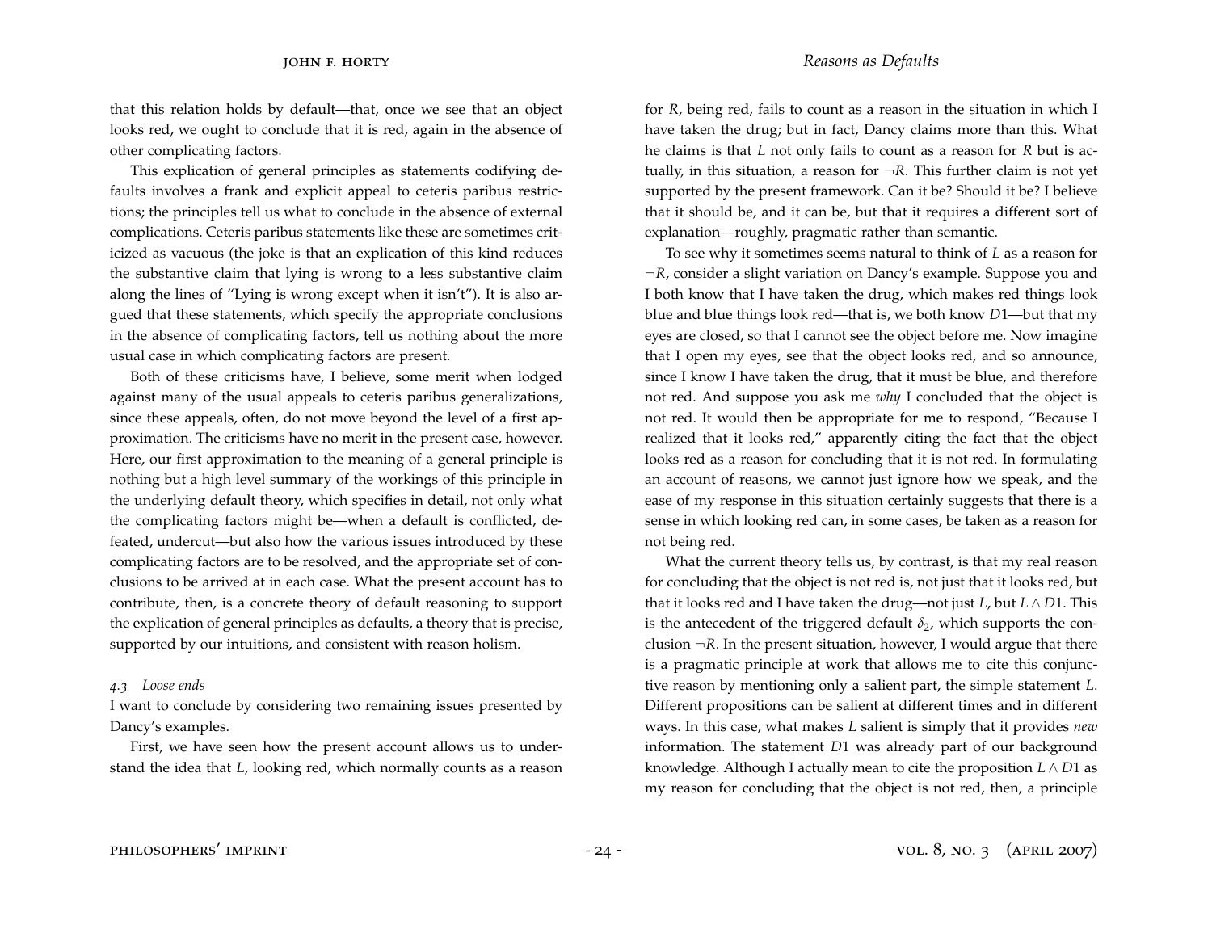that this relation holds by default—that, once we see that an object looks red, we ought to conclude that it is red, again in the absence of other complicating factors.

This explication of general principles as statements codifying defaults involves a frank and explicit appeal to ceteris paribus restrictions; the principles tell us what to conclude in the absence of external complications. Ceteris paribus statements like these are sometimes criticized as vacuous (the joke is that an explication of this kind reduces the substantive claim that lying is wrong to a less substantive claim along the lines of "Lying is wrong except when it isn't"). It is also argued that these statements, which specify the appropriate conclusions in the absence of complicating factors, tell us nothing about the more usual case in which complicating factors are present.

Both of these criticisms have, I believe, some merit when lodged against many of the usual appeals to ceteris paribus generalizations, since these appeals, often, do not move beyond the level of a first approximation. The criticisms have no merit in the present case, however. Here, our first approximation to the meaning of a general principle is nothing but a high level summary of the workings of this principle in the underlying default theory, which specifies in detail, not only what the complicating factors might be—when a default is conflicted, defeated, undercut—but also how the various issues introduced by these complicating factors are to be resolved, and the appropriate set of conclusions to be arrived at in each case. What the present account has to contribute, then, is a concrete theory of default reasoning to support the explication of general principles as defaults, a theory that is precise, supported by our intuitions, and consistent with reason holism.

### *4.3 Loose ends*

I want to conclude by considering two remaining issues presented by Dancy's examples.

First, we have seen how the present account allows us to understand the idea that $L$, looking red, which normally counts as a reason for $R$, being red, fails to count as a reason in the situation in which I have taken the drug; but in fact, Dancy claims more than this. What he claims is that $L$ not only fails to count as a reason for $R$ but is actually, in this situation, a reason for $\neg R$. This further claim is not yet supported by the present framework. Can it be? Should it be? I believe that it should be, and it can be, but that it requires a different sort of explanation—roughly, pragmatic rather than semantic.

To see why it sometimes seems natural to think of $L$ as a reason for $\neg R$, consider a slight variation on Dancy's example. Suppose you and I both know that I have taken the drug, which makes red things look blue and blue things look red—that is, we both know $D1$—but that my eyes are closed, so that I cannot see the object before me. Now imagine that I open my eyes, see that the object looks red, and so announce, since I know I have taken the drug, that it must be blue, and therefore not red. And suppose you ask me *why* I concluded that the object is not red. It would then be appropriate for me to respond, "Because I realized that it looks red," apparently citing the fact that the object looks red as a reason for concluding that it is not red. In formulating an account of reasons, we cannot just ignore how we speak, and the ease of my response in this situation certainly suggests that there is a sense in which looking red can, in some cases, be taken as a reason for not being red.

What the current theory tells us, by contrast, is that my real reason for concluding that the object is not red is, not just that it looks red, but that it looks red and I have taken the drug—not just $L$, but $L \wedge D1$. This is the antecedent of the triggered default $\delta_2$, which supports the conclusion $\neg R$. In the present situation, however, I would argue that there is a pragmatic principle at work that allows me to cite this conjunctive reason by mentioning only a salient part, the simple statement $L$. Different propositions can be salient at different times and in different ways. In this case, what makes $L$ salient is simply that it provides *new* information. The statement $D1$ was already part of our background knowledge. Although I actually mean to cite the proposition $L \wedge D1$ as my reason for concluding that the object is not red, then, a principle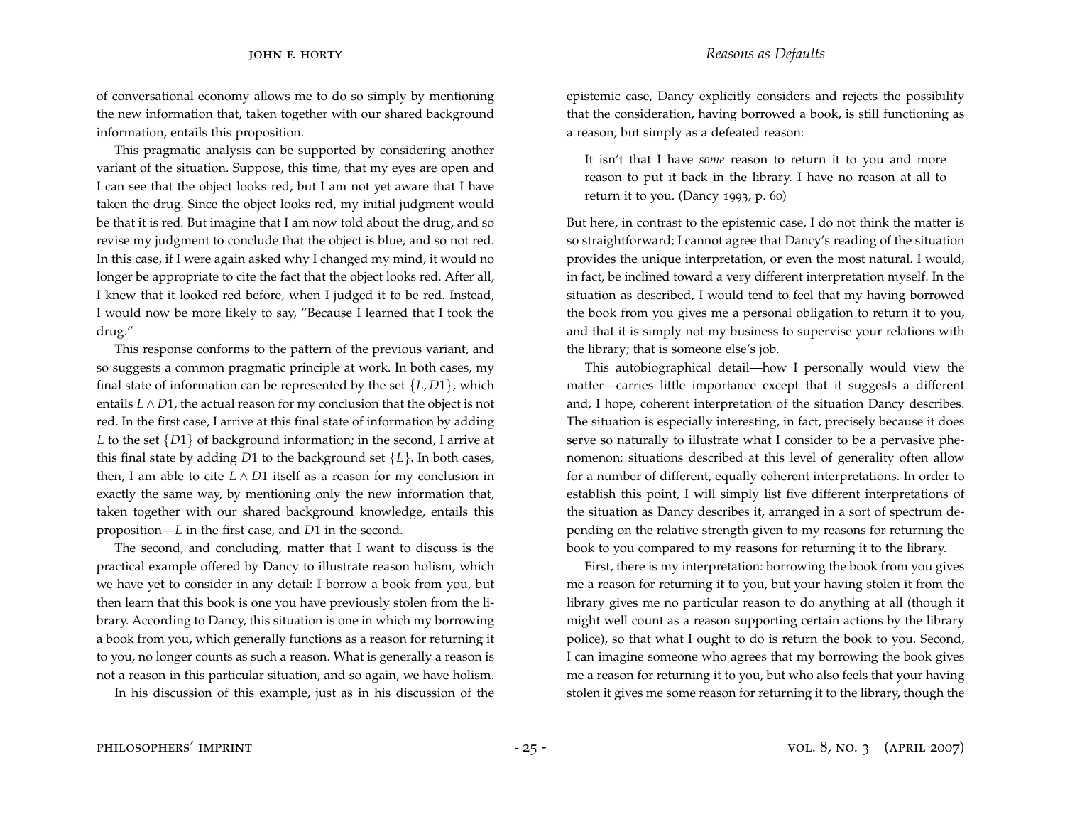of conversational economy allows me to do so simply by mentioning the new information that, taken together with our shared background information, entails this proposition.

This pragmatic analysis can be supported by considering another variant of the situation. Suppose, this time, that my eyes are open and I can see that the object looks red, but I am not yet aware that I have taken the drug. Since the object looks red, my initial judgment would be that it is red. But imagine that I am now told about the drug, and so revise my judgment to conclude that the object is blue, and so not red. In this case, if I were again asked why I changed my mind, it would no longer be appropriate to cite the fact that the object looks red. After all, I knew that it looked red before, when I judged it to be red. Instead, I would now be more likely to say, "Because I learned that I took the drug."

This response conforms to the pattern of the previous variant, and so suggests a common pragmatic principle at work. In both cases, my final state of information can be represented by the set $\{L, D1\}$, which entails $L \wedge D1$, the actual reason for my conclusion that the object is not red. In the first case, I arrive at this final state of information by adding $L$ to the set $\{D1\}$ of background information; in the second, I arrive at this final state by adding $D1$ to the background set $\{L\}$. In both cases, then, I am able to cite $L \wedge D1$ itself as a reason for my conclusion in exactly the same way, by mentioning only the new information that, taken together with our shared background knowledge, entails this proposition—$L$ in the first case, and $D1$ in the second.

The second, and concluding, matter that I want to discuss is the practical example offered by Dancy to illustrate reason holism, which we have yet to consider in any detail: I borrow a book from you, but then learn that this book is one you have previously stolen from the library. According to Dancy, this situation is one in which my borrowing a book from you, which generally functions as a reason for returning it to you, no longer counts as such a reason. What is generally a reason is not a reason in this particular situation, and so again, we have holism.

In his discussion of this example, just as in his discussion of the epistemic case, Dancy explicitly considers and rejects the possibility that the consideration, having borrowed a book, is still functioning as a reason, but simply as a defeated reason:

> It isn't that I have *some* reason to return it to you and more reason to put it back in the library. I have no reason at all to return it to you. (Dancy 1993, p. 60)

But here, in contrast to the epistemic case, I do not think the matter is so straightforward; I cannot agree that Dancy's reading of the situation provides the unique interpretation, or even the most natural. I would, in fact, be inclined toward a very different interpretation myself. In the situation as described, I would tend to feel that my having borrowed the book from you gives me a personal obligation to return it to you, and that it is simply not my business to supervise your relations with the library; that is someone else's job.

This autobiographical detail—how I personally would view the matter—carries little importance except that it suggests a different and, I hope, coherent interpretation of the situation Dancy describes. The situation is especially interesting, in fact, precisely because it does serve so naturally to illustrate what I consider to be a pervasive phenomenon: situations described at this level of generality often allow for a number of different, equally coherent interpretations. In order to establish this point, I will simply list five different interpretations of the situation as Dancy describes it, arranged in a sort of spectrum depending on the relative strength given to my reasons for returning the book to you compared to my reasons for returning it to the library.

First, there is my interpretation: borrowing the book from you gives me a reason for returning it to you, but your having stolen it from the library gives me no particular reason to do anything at all (though it might well count as a reason supporting certain actions by the library police), so that what I ought to do is return the book to you. Second, I can imagine someone who agrees that my borrowing the book gives me a reason for returning it to you, but who also feels that your having stolen it gives me some reason for returning it to the library, though the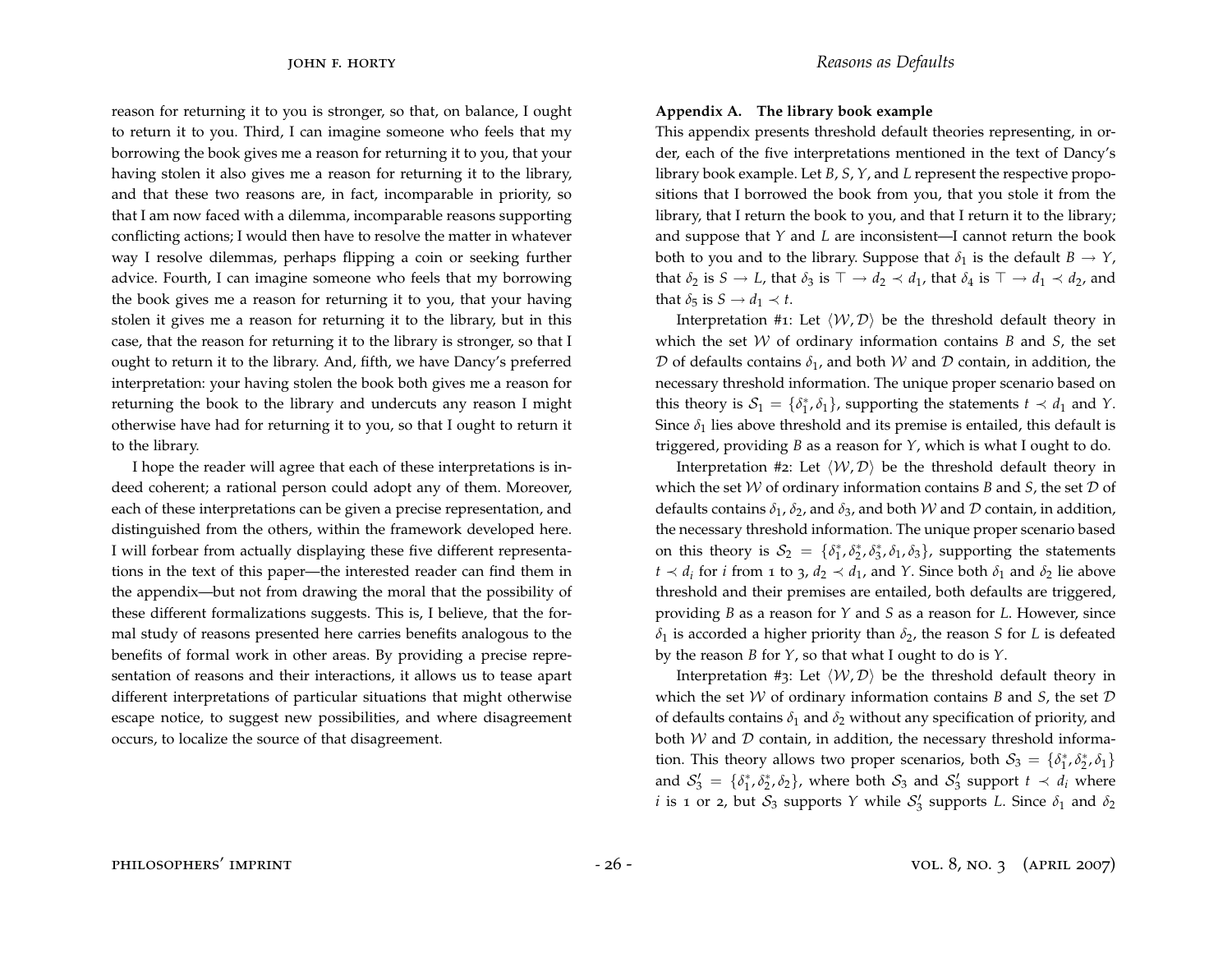reason for returning it to you is stronger, so that, on balance, I ought to return it to you. Third, I can imagine someone who feels that my borrowing the book gives me a reason for returning it to you, that your having stolen it also gives me a reason for returning it to the library, and that these two reasons are, in fact, incomparable in priority, so that I am now faced with a dilemma, incomparable reasons supporting conflicting actions; I would then have to resolve the matter in whatever way I resolve dilemmas, perhaps flipping a coin or seeking further advice. Fourth, I can imagine someone who feels that my borrowing the book gives me a reason for returning it to you, that your having stolen it gives me a reason for returning it to the library, but in this case, that the reason for returning it to the library is stronger, so that I ought to return it to the library. And, fifth, we have Dancy's preferred interpretation: your having stolen the book both gives me a reason for returning the book to the library and undercuts any reason I might otherwise have had for returning it to you, so that I ought to return it to the library.

I hope the reader will agree that each of these interpretations is indeed coherent; a rational person could adopt any of them. Moreover, each of these interpretations can be given a precise representation, and distinguished from the others, within the framework developed here. I will forbear from actually displaying these five different representations in the text of this paper—the interested reader can find them in the appendix—but not from drawing the moral that the possibility of these different formalizations suggests. This is, I believe, that the formal study of reasons presented here carries benefits analogous to the benefits of formal work in other areas. By providing a precise representation of reasons and their interactions, it allows us to tease apart different interpretations of particular situations that might otherwise escape notice, to suggest new possibilities, and where disagreement occurs, to localize the source of that disagreement.

**Appendix A. The library book example**

This appendix presents threshold default theories representing, in order, each of the five interpretations mentioned in the text of Dancy's library book example. Let $B$, $S$, $Y$, and $L$ represent the respective propositions that I borrowed the book from you, that you stole it from the library, that I return the book to you, and that I return it to the library; and suppose that $Y$ and $L$ are inconsistent—I cannot return the book both to you and to the library. Suppose that $\delta_1$ is the default $B \rightarrow Y$, that $\delta_2$ is $S \rightarrow L$, that $\delta_3$ is $\top \rightarrow d_2 \prec d_1$, that $\delta_4$ is $\top \rightarrow d_1 \prec d_2$, and that $\delta_5$ is $S \rightarrow d_1 \prec t$.

Interpretation #1: Let $\langle \mathcal{W}, \mathcal{D} \rangle$ be the threshold default theory in which the set $\mathcal{W}$ of ordinary information contains $B$ and $S$, the set $\mathcal{D}$ of defaults contains $\delta_1$, and both $\mathcal{W}$ and $\mathcal{D}$ contain, in addition, the necessary threshold information. The unique proper scenario based on this theory is $\mathcal{S}_1 = \{\delta_1^*, \delta_1\}$, supporting the statements $t \prec d_1$ and $Y$. Since $\delta_1$ lies above threshold and its premise is entailed, this default is triggered, providing $B$ as a reason for $Y$, which is what I ought to do.

Interpretation #2: Let $\langle \mathcal{W}, \mathcal{D} \rangle$ be the threshold default theory in which the set $\mathcal{W}$ of ordinary information contains $B$ and $S$, the set $\mathcal{D}$ of defaults contains $\delta_1$, $\delta_2$, and $\delta_3$, and both $\mathcal{W}$ and $\mathcal{D}$ contain, in addition, the necessary threshold information. The unique proper scenario based on this theory is $\mathcal{S}_2 = \{\delta_1^*, \delta_2^*, \delta_3^*, \delta_1, \delta_3\}$, supporting the statements $t \prec d_i$ for $i$ from 1 to 3, $d_2 \prec d_1$, and $Y$. Since both $\delta_1$ and $\delta_2$ lie above threshold and their premises are entailed, both defaults are triggered, providing $B$ as a reason for $Y$ and $S$ as a reason for $L$. However, since $\delta_1$ is accorded a higher priority than $\delta_2$, the reason $S$ for $L$ is defeated by the reason $B$ for $Y$, so that what I ought to do is $Y$.

Interpretation #3: Let $\langle \mathcal{W}, \mathcal{D} \rangle$ be the threshold default theory in which the set $\mathcal{W}$ of ordinary information contains $B$ and $S$, the set $\mathcal{D}$ of defaults contains $\delta_1$ and $\delta_2$ without any specification of priority, and both $\mathcal{W}$ and $\mathcal{D}$ contain, in addition, the necessary threshold information. This theory allows two proper scenarios, both $\mathcal{S}_3 = \{\delta_1^*, \delta_2^*, \delta_1\}$ and $\mathcal{S}_3' = \{\delta_1^*, \delta_2^*, \delta_2\}$, where both $\mathcal{S}_3$ and $\mathcal{S}_3'$ support $t \prec d_i$ where $i$ is 1 or 2, but $\mathcal{S}_3$ supports $Y$ while $\mathcal{S}_3'$ supports $L$. Since $\delta_1$ and $\delta_2$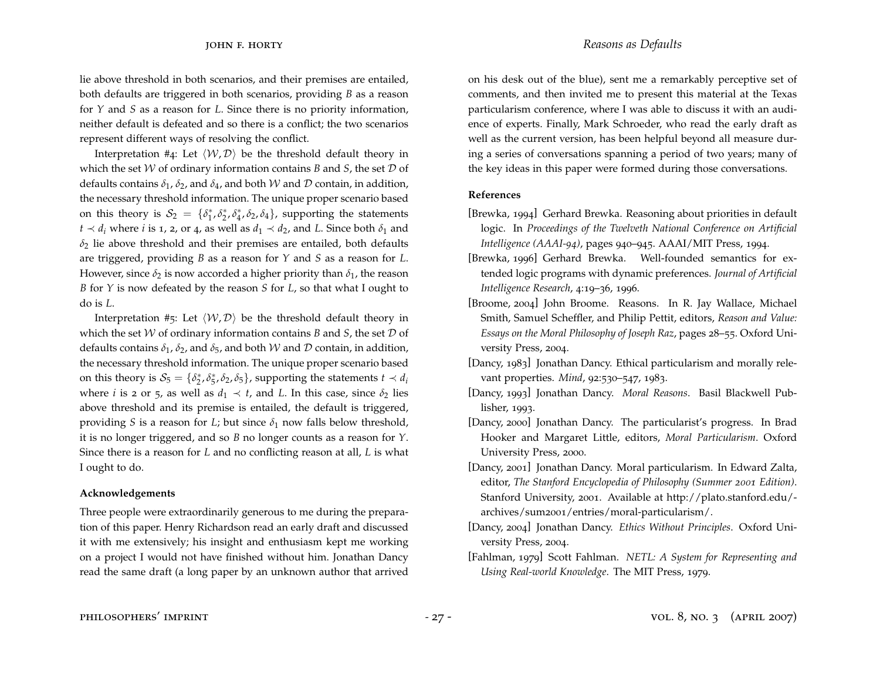lie above threshold in both scenarios, and their premises are entailed, both defaults are triggered in both scenarios, providing $B$ as a reason for $Y$ and $S$ as a reason for $L$. Since there is no priority information, neither default is defeated and so there is a conflict; the two scenarios represent different ways of resolving the conflict.

Interpretation #4: Let $\langle \mathcal{W}, \mathcal{D} \rangle$ be the threshold default theory in which the set $\mathcal{W}$ of ordinary information contains $B$ and $S$, the set $\mathcal{D}$ of defaults contains $\delta_1$, $\delta_2$, and $\delta_4$, and both $\mathcal{W}$ and $\mathcal{D}$ contain, in addition, the necessary threshold information. The unique proper scenario based on this theory is $\mathcal{S}_2 = \{\delta_1^*, \delta_2^*, \delta_4^*, \delta_2, \delta_4\}$, supporting the statements $t \prec d_i$ where $i$ is 1, 2, or 4, as well as $d_1 \prec d_2$, and $L$. Since both $\delta_1$ and $\delta_2$ lie above threshold and their premises are entailed, both defaults are triggered, providing $B$ as a reason for $Y$ and $S$ as a reason for $L$. However, since $\delta_2$ is now accorded a higher priority than $\delta_1$, the reason $B$ for $Y$ is now defeated by the reason $S$ for $L$, so that what I ought to do is $L$.

Interpretation #5: Let $\langle \mathcal{W}, \mathcal{D} \rangle$ be the threshold default theory in which the set $\mathcal{W}$ of ordinary information contains $B$ and $S$, the set $\mathcal{D}$ of defaults contains $\delta_1$, $\delta_2$, and $\delta_5$, and both $\mathcal{W}$ and $\mathcal{D}$ contain, in addition, the necessary threshold information. The unique proper scenario based on this theory is $\mathcal{S}_5 = \{\delta_2^*, \delta_5^*, \delta_2, \delta_5\}$, supporting the statements $t \prec d_i$ where $i$ is 2 or 5, as well as $d_1 \prec t$, and $L$. In this case, since $\delta_2$ lies above threshold and its premise is entailed, the default is triggered, providing $S$ is a reason for $L$; but since $\delta_1$ now falls below threshold, it is no longer triggered, and so $B$ no longer counts as a reason for $Y$. Since there is a reason for $L$ and no conflicting reason at all, $L$ is what I ought to do.

### Acknowledgements

Three people were extraordinarily generous to me during the preparation of this paper. Henry Richardson read an early draft and discussed it with me extensively; his insight and enthusiasm kept me working on a project I would not have finished without him. Jonathan Dancy read the same draft (a long paper by an unknown author that arrived on his desk out of the blue), sent me a remarkably perceptive set of comments, and then invited me to present this material at the Texas particularism conference, where I was able to discuss it with an audience of experts. Finally, Mark Schroeder, who read the early draft as well as the current version, has been helpful beyond all measure during a series of conversations spanning a period of two years; many of the key ideas in this paper were formed during those conversations.

### References

[Brewka, 1994] Gerhard Brewka. Reasoning about priorities in default logic. In *Proceedings of the Twelveth National Conference on Artificial Intelligence (AAAI-94)*, pages 940–945. AAAI/MIT Press, 1994.

[Brewka, 1996] Gerhard Brewka. Well-founded semantics for extended logic programs with dynamic preferences. *Journal of Artificial Intelligence Research*, 4:19–36, 1996.

[Broome, 2004] John Broome. Reasons. In R. Jay Wallace, Michael Smith, Samuel Scheffler, and Philip Pettit, editors, *Reason and Value: Essays on the Moral Philosophy of Joseph Raz*, pages 28–55. Oxford University Press, 2004.

[Dancy, 1983] Jonathan Dancy. Ethical particularism and morally relevant properties. *Mind*, 92:530–547, 1983.

[Dancy, 1993] Jonathan Dancy. *Moral Reasons*. Basil Blackwell Publisher, 1993.

[Dancy, 2000] Jonathan Dancy. The particularist's progress. In Brad Hooker and Margaret Little, editors, *Moral Particularism*. Oxford University Press, 2000.

[Dancy, 2001] Jonathan Dancy. Moral particularism. In Edward Zalta, editor, *The Stanford Encyclopedia of Philosophy (Summer 2001 Edition)*. Stanford University, 2001. Available at http://plato.stanford.edu/-archives/sum2001/entries/moral-particularism/.

[Dancy, 2004] Jonathan Dancy. *Ethics Without Principles*. Oxford University Press, 2004.

[Fahlman, 1979] Scott Fahlman. *NETL: A System for Representing and Using Real-world Knowledge*. The MIT Press, 1979.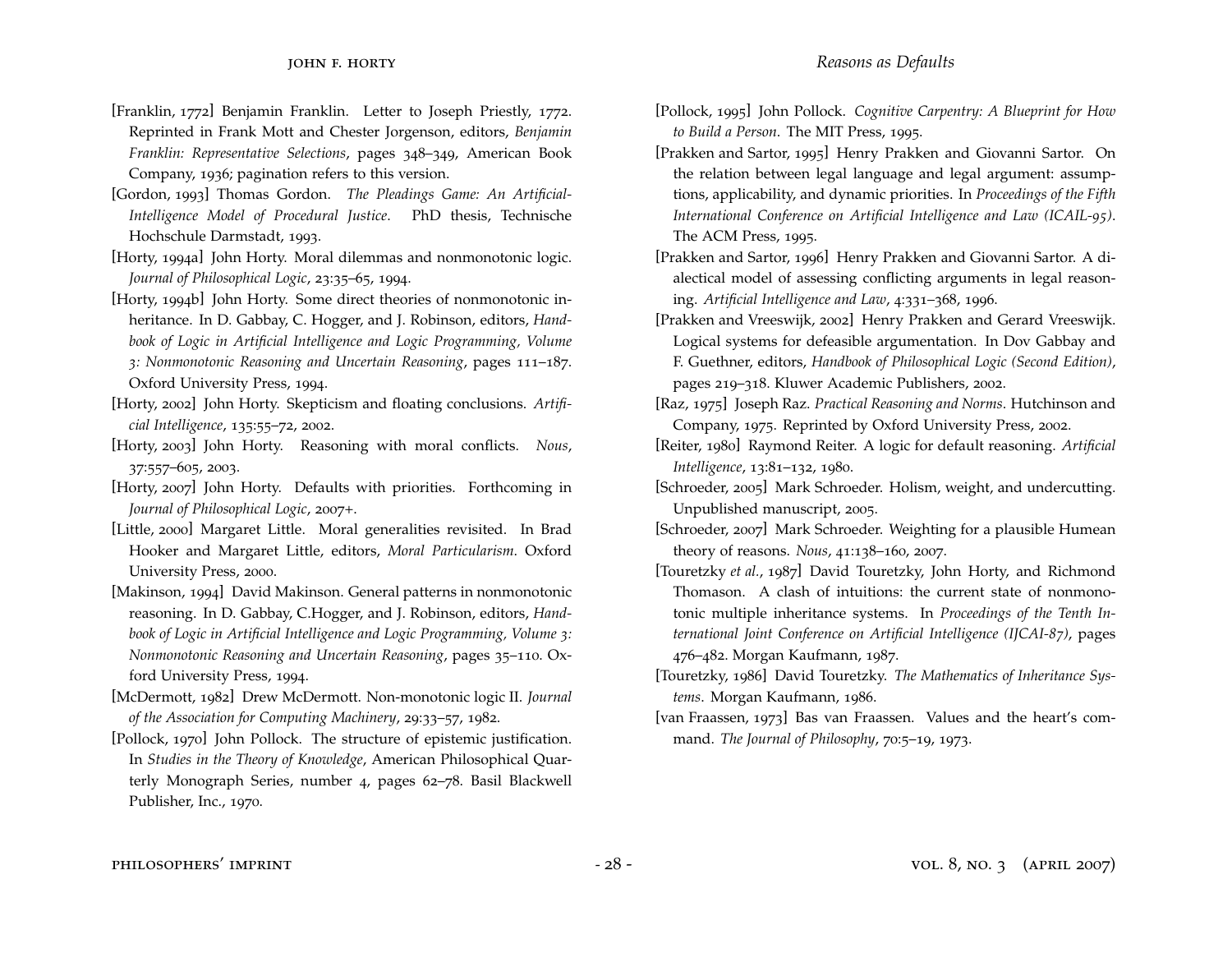[Franklin, 1772] Benjamin Franklin. Letter to Joseph Priestly, 1772. Reprinted in Frank Mott and Chester Jorgenson, editors, *Benjamin Franklin: Representative Selections*, pages 348–349, American Book Company, 1936; pagination refers to this version.

[Gordon, 1993] Thomas Gordon. *The Pleadings Game: An Artificial-Intelligence Model of Procedural Justice*. PhD thesis, Technische Hochschule Darmstadt, 1993.

[Horty, 1994a] John Horty. Moral dilemmas and nonmonotonic logic. *Journal of Philosophical Logic*, 23:35–65, 1994.

[Horty, 1994b] John Horty. Some direct theories of nonmonotonic inheritance. In D. Gabbay, C. Hogger, and J. Robinson, editors, *Handbook of Logic in Artificial Intelligence and Logic Programming, Volume 3: Nonmonotonic Reasoning and Uncertain Reasoning*, pages 111–187. Oxford University Press, 1994.

[Horty, 2002] John Horty. Skepticism and floating conclusions. *Artificial Intelligence*, 135:55–72, 2002.

[Horty, 2003] John Horty. Reasoning with moral conflicts. *Nous*, 37:557–605, 2003.

[Horty, 2007] John Horty. Defaults with priorities. Forthcoming in *Journal of Philosophical Logic*, 2007+.

[Little, 2000] Margaret Little. Moral generalities revisited. In Brad Hooker and Margaret Little, editors, *Moral Particularism*. Oxford University Press, 2000.

[Makinson, 1994] David Makinson. General patterns in nonmonotonic reasoning. In D. Gabbay, C.Hogger, and J. Robinson, editors, *Handbook of Logic in Artificial Intelligence and Logic Programming, Volume 3: Nonmonotonic Reasoning and Uncertain Reasoning*, pages 35–110. Oxford University Press, 1994.

[McDermott, 1982] Drew McDermott. Non-monotonic logic II. *Journal of the Association for Computing Machinery*, 29:33–57, 1982.

[Pollock, 1970] John Pollock. The structure of epistemic justification. In *Studies in the Theory of Knowledge*, American Philosophical Quarterly Monograph Series, number 4, pages 62–78. Basil Blackwell Publisher, Inc., 1970.

[Pollock, 1995] John Pollock. *Cognitive Carpentry: A Blueprint for How to Build a Person*. The MIT Press, 1995.

[Prakken and Sartor, 1995] Henry Prakken and Giovanni Sartor. On the relation between legal language and legal argument: assumptions, applicability, and dynamic priorities. In *Proceedings of the Fifth International Conference on Artificial Intelligence and Law (ICAIL-95)*. The ACM Press, 1995.

[Prakken and Sartor, 1996] Henry Prakken and Giovanni Sartor. A dialectical model of assessing conflicting arguments in legal reasoning. *Artificial Intelligence and Law*, 4:331–368, 1996.

[Prakken and Vreeswijk, 2002] Henry Prakken and Gerard Vreeswijk. Logical systems for defeasible argumentation. In Dov Gabbay and F. Guethner, editors, *Handbook of Philosophical Logic (Second Edition)*, pages 219–318. Kluwer Academic Publishers, 2002.

[Raz, 1975] Joseph Raz. *Practical Reasoning and Norms*. Hutchinson and Company, 1975. Reprinted by Oxford University Press, 2002.

[Reiter, 1980] Raymond Reiter. A logic for default reasoning. *Artificial Intelligence*, 13:81–132, 1980.

[Schroeder, 2005] Mark Schroeder. Holism, weight, and undercutting. Unpublished manuscript, 2005.

[Schroeder, 2007] Mark Schroeder. Weighting for a plausible Humean theory of reasons. *Nous*, 41:138–160, 2007.

[Touretzky *et al.*, 1987] David Touretzky, John Horty, and Richmond Thomason. A clash of intuitions: the current state of nonmonotonic multiple inheritance systems. In *Proceedings of the Tenth International Joint Conference on Artificial Intelligence (IJCAI-87)*, pages 476–482. Morgan Kaufmann, 1987.

[Touretzky, 1986] David Touretzky. *The Mathematics of Inheritance Systems*. Morgan Kaufmann, 1986.

[van Fraassen, 1973] Bas van Fraassen. Values and the heart's command. *The Journal of Philosophy*, 70:5–19, 1973.